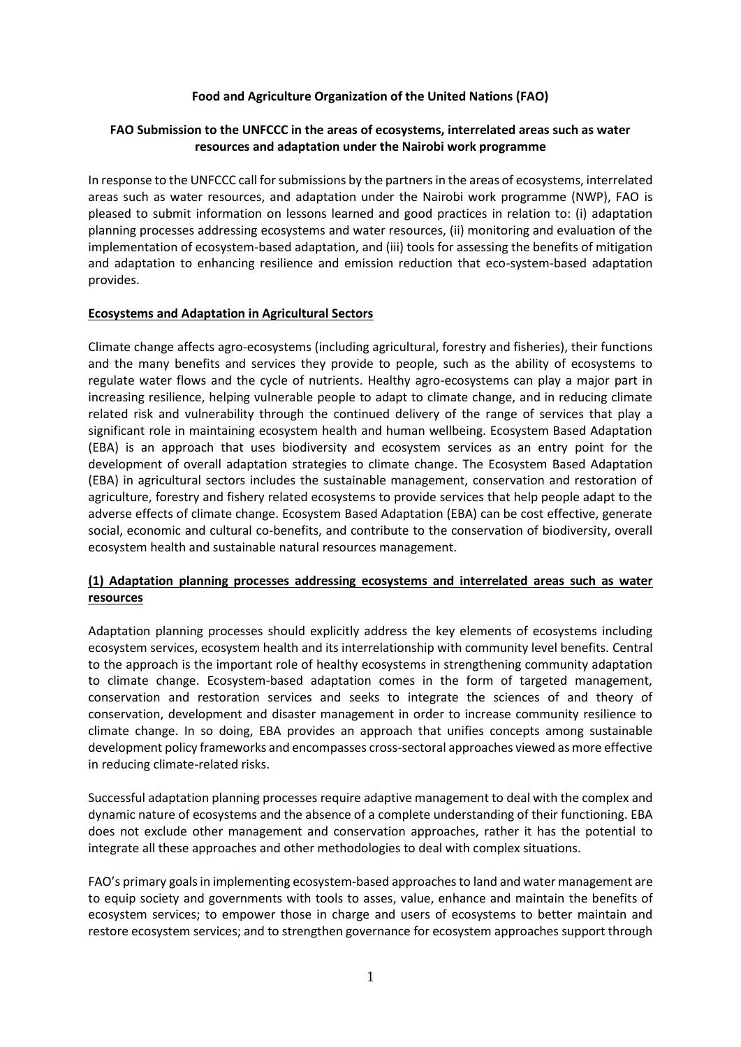**Food and Agriculture Organization of the United Nations (FAO)**

**FAO Submission to the UNFCCC in the areas of ecosystems, interrelated areas such as water resources and adaptation under the Nairobi work programme**

In response to the UNFCCC call for submissions by the partners in the areas of ecosystems, interrelated areas such as water resources, and adaptation under the Nairobi work programme (NWP), FAO is pleased to submit information on lessons learned and good practices in relation to: (i) adaptation planning processes addressing ecosystems and water resources, (ii) monitoring and evaluation of the implementation of ecosystem-based adaptation, and (iii) tools for assessing the benefits of mitigation and adaptation to enhancing resilience and emission reduction that eco-system-based adaptation provides.

**Ecosystems and Adaptation in Agricultural Sectors**

Climate change affects agro-ecosystems (including agricultural, forestry and fisheries), their functions and the many benefits and services they provide to people, such as the ability of ecosystems to regulate water flows and the cycle of nutrients. Healthy agro-ecosystems can play a major part in increasing resilience, helping vulnerable people to adapt to climate change, and in reducing climate related risk and vulnerability through the continued delivery of the range of services that play a significant role in maintaining ecosystem health and human wellbeing. Ecosystem Based Adaptation (EBA) is an approach that uses biodiversity and ecosystem services as an entry point for the development of overall adaptation strategies to climate change. The Ecosystem Based Adaptation (EBA) in agricultural sectors includes the sustainable management, conservation and restoration of agriculture, forestry and fishery related ecosystems to provide services that help people adapt to the adverse effects of climate change. Ecosystem Based Adaptation (EBA) can be cost effective, generate social, economic and cultural co-benefits, and contribute to the conservation of biodiversity, overall ecosystem health and sustainable natural resources management.

**(1) Adaptation planning processes addressing ecosystems and interrelated areas such as water resources**

Adaptation planning processes should explicitly address the key elements of ecosystems including ecosystem services, ecosystem health and its interrelationship with community level benefits. Central to the approach is the important role of healthy ecosystems in strengthening community adaptation to climate change. Ecosystem-based adaptation comes in the form of targeted management, conservation and restoration services and seeks to integrate the sciences of and theory of conservation, development and disaster management in order to increase community resilience to climate change. In so doing, EBA provides an approach that unifies concepts among sustainable development policy frameworks and encompasses cross-sectoral approaches viewed as more effective in reducing climate-related risks.

Successful adaptation planning processes require adaptive management to deal with the complex and dynamic nature of ecosystems and the absence of a complete understanding of their functioning. EBA does not exclude other management and conservation approaches, rather it has the potential to integrate all these approaches and other methodologies to deal with complex situations.

FAO's primary goals in implementing ecosystem-based approaches to land and water management are to equip society and governments with tools to asses, value, enhance and maintain the benefits of ecosystem services; to empower those in charge and users of ecosystems to better maintain and restore ecosystem services; and to strengthen governance for ecosystem approaches support through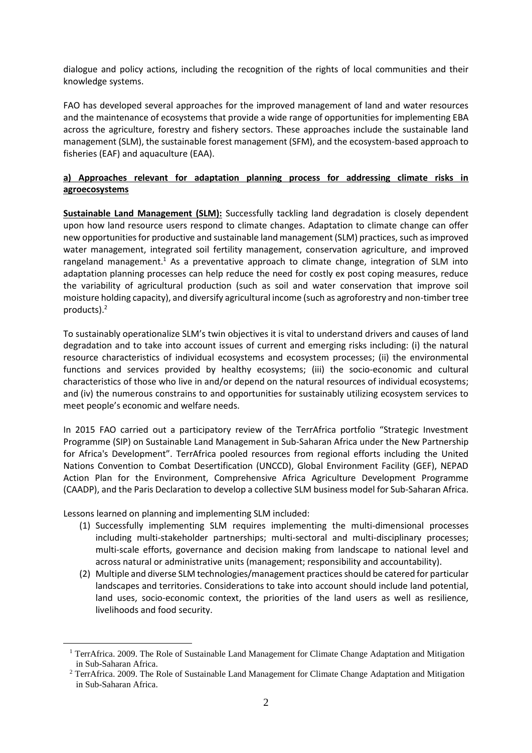dialogue and policy actions, including the recognition of the rights of local communities and their knowledge systems.

FAO has developed several approaches for the improved management of land and water resources and the maintenance of ecosystems that provide a wide range of opportunities for implementing EBA across the agriculture, forestry and fishery sectors. These approaches include the sustainable land management (SLM), the sustainable forest management (SFM), and the ecosystem-based approach to fisheries (EAF) and aquaculture (EAA).

**a) Approaches relevant for adaptation planning process for addressing climate risks in agroecosystems**

**Sustainable Land Management (SLM):** Successfully tackling land degradation is closely dependent upon how land resource users respond to climate changes. Adaptation to climate change can offer new opportunities for productive and sustainable land management (SLM) practices, such as improved water management, integrated soil fertility management, conservation agriculture, and improved rangeland management.[1] As a preventative approach to climate change, integration of SLM into adaptation planning processes can help reduce the need for costly ex post coping measures, reduce the variability of agricultural production (such as soil and water conservation that improve soil moisture holding capacity), and diversify agricultural income (such as agroforestry and non-timber tree products).[2]

To sustainably operationalize SLM's twin objectives it is vital to understand drivers and causes of land degradation and to take into account issues of current and emerging risks including: (i) the natural resource characteristics of individual ecosystems and ecosystem processes; (ii) the environmental functions and services provided by healthy ecosystems; (iii) the socio-economic and cultural characteristics of those who live in and/or depend on the natural resources of individual ecosystems; and (iv) the numerous constrains to and opportunities for sustainably utilizing ecosystem services to meet people's economic and welfare needs.

In 2015 FAO carried out a participatory review of the TerrAfrica portfolio "Strategic Investment Programme (SIP) on Sustainable Land Management in Sub-Saharan Africa under the New Partnership for Africa's Development". TerrAfrica pooled resources from regional efforts including the United Nations Convention to Combat Desertification (UNCCD), Global Environment Facility (GEF), NEPAD Action Plan for the Environment, Comprehensive Africa Agriculture Development Programme (CAADP), and the Paris Declaration to develop a collective SLM business model for Sub-Saharan Africa.

Lessons learned on planning and implementing SLM included:

(1) Successfully implementing SLM requires implementing the multi-dimensional processes including multi-stakeholder partnerships; multi-sectoral and multi-disciplinary processes; multi-scale efforts, governance and decision making from landscape to national level and across natural or administrative units (management; responsibility and accountability).
(2) Multiple and diverse SLM technologies/management practices should be catered for particular landscapes and territories. Considerations to take into account should include land potential, land uses, socio-economic context, the priorities of the land users as well as resilience, livelihoods and food security.

[1] TerrAfrica. 2009. The Role of Sustainable Land Management for Climate Change Adaptation and Mitigation in Sub-Saharan Africa.

[2] TerrAfrica. 2009. The Role of Sustainable Land Management for Climate Change Adaptation and Mitigation in Sub-Saharan Africa.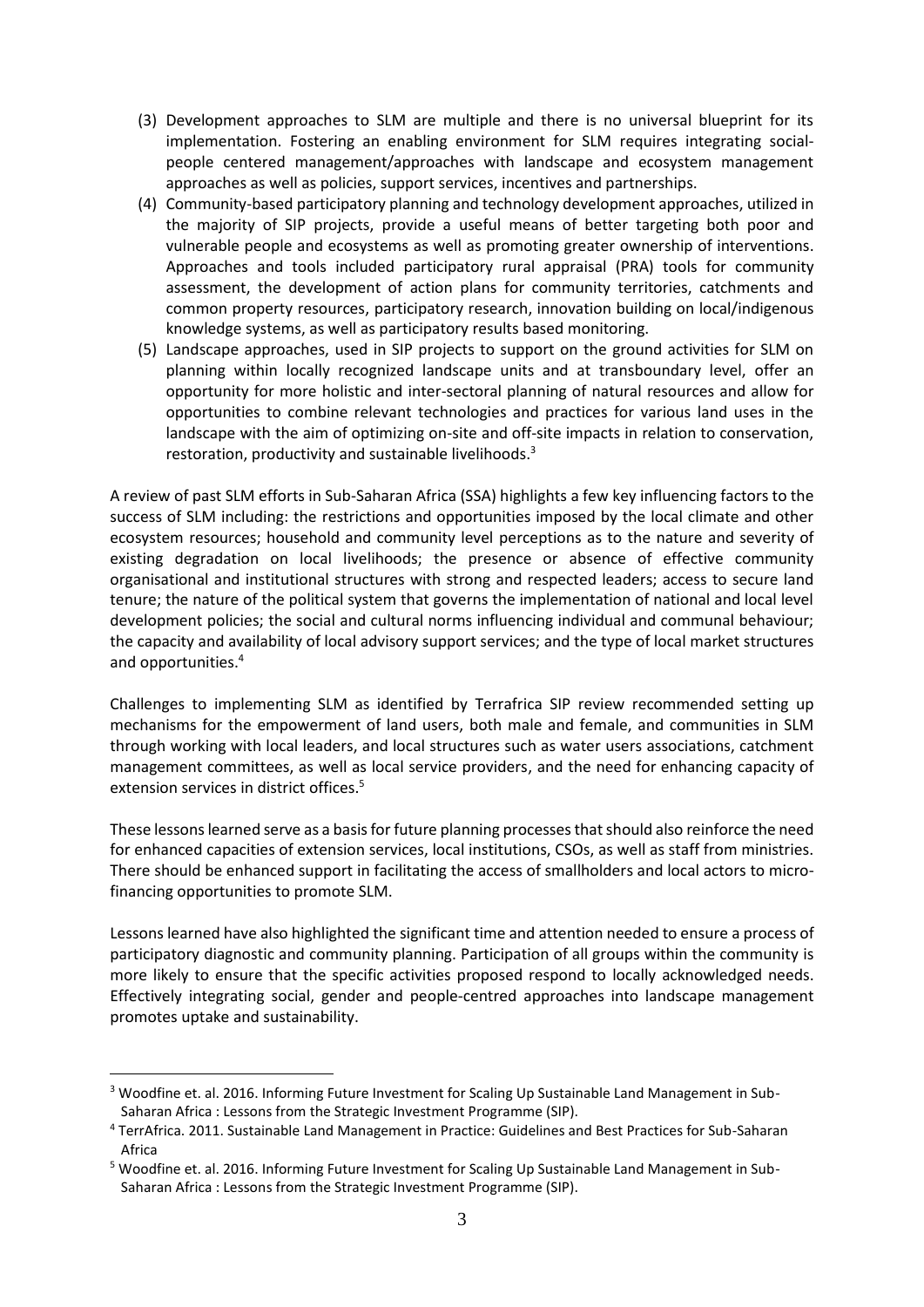(3) Development approaches to SLM are multiple and there is no universal blueprint for its implementation. Fostering an enabling environment for SLM requires integrating social-people centered management/approaches with landscape and ecosystem management approaches as well as policies, support services, incentives and partnerships.

(4) Community-based participatory planning and technology development approaches, utilized in the majority of SIP projects, provide a useful means of better targeting both poor and vulnerable people and ecosystems as well as promoting greater ownership of interventions. Approaches and tools included participatory rural appraisal (PRA) tools for community assessment, the development of action plans for community territories, catchments and common property resources, participatory research, innovation building on local/indigenous knowledge systems, as well as participatory results based monitoring.

(5) Landscape approaches, used in SIP projects to support on the ground activities for SLM on planning within locally recognized landscape units and at transboundary level, offer an opportunity for more holistic and inter-sectoral planning of natural resources and allow for opportunities to combine relevant technologies and practices for various land uses in the landscape with the aim of optimizing on-site and off-site impacts in relation to conservation, restoration, productivity and sustainable livelihoods.[3]

A review of past SLM efforts in Sub-Saharan Africa (SSA) highlights a few key influencing factors to the success of SLM including: the restrictions and opportunities imposed by the local climate and other ecosystem resources; household and community level perceptions as to the nature and severity of existing degradation on local livelihoods; the presence or absence of effective community organisational and institutional structures with strong and respected leaders; access to secure land tenure; the nature of the political system that governs the implementation of national and local level development policies; the social and cultural norms influencing individual and communal behaviour; the capacity and availability of local advisory support services; and the type of local market structures and opportunities.[4]

Challenges to implementing SLM as identified by Terrafrica SIP review recommended setting up mechanisms for the empowerment of land users, both male and female, and communities in SLM through working with local leaders, and local structures such as water users associations, catchment management committees, as well as local service providers, and the need for enhancing capacity of extension services in district offices.[5]

These lessons learned serve as a basis for future planning processes that should also reinforce the need for enhanced capacities of extension services, local institutions, CSOs, as well as staff from ministries. There should be enhanced support in facilitating the access of smallholders and local actors to micro-financing opportunities to promote SLM.

Lessons learned have also highlighted the significant time and attention needed to ensure a process of participatory diagnostic and community planning. Participation of all groups within the community is more likely to ensure that the specific activities proposed respond to locally acknowledged needs. Effectively integrating social, gender and people-centred approaches into landscape management promotes uptake and sustainability.

---

[3] Woodfine et. al. 2016. Informing Future Investment for Scaling Up Sustainable Land Management in Sub-Saharan Africa : Lessons from the Strategic Investment Programme (SIP).

[4] TerrAfrica. 2011. Sustainable Land Management in Practice: Guidelines and Best Practices for Sub-Saharan Africa

[5] Woodfine et. al. 2016. Informing Future Investment for Scaling Up Sustainable Land Management in Sub-Saharan Africa : Lessons from the Strategic Investment Programme (SIP).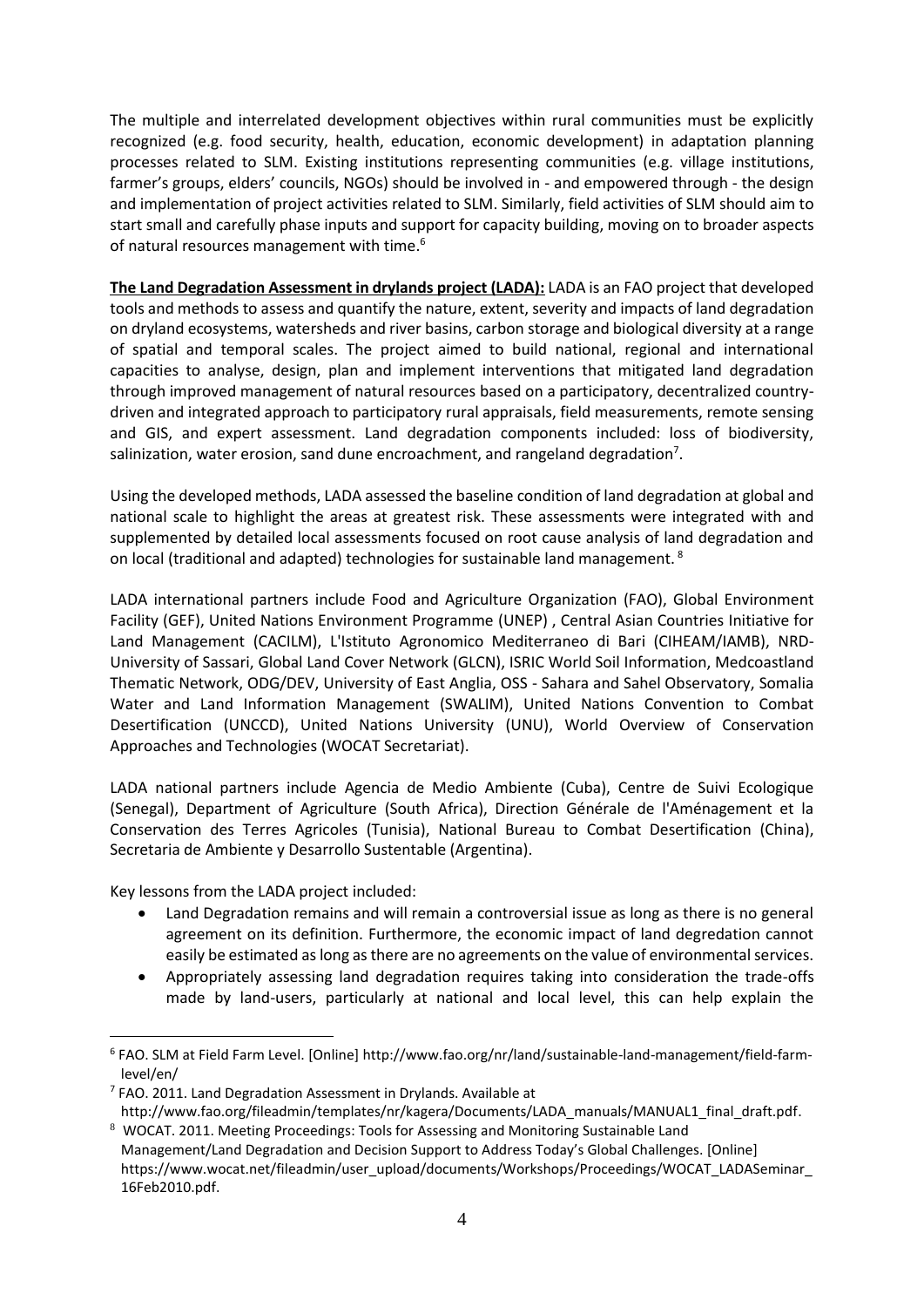The multiple and interrelated development objectives within rural communities must be explicitly recognized (e.g. food security, health, education, economic development) in adaptation planning processes related to SLM. Existing institutions representing communities (e.g. village institutions, farmer's groups, elders' councils, NGOs) should be involved in - and empowered through - the design and implementation of project activities related to SLM. Similarly, field activities of SLM should aim to start small and carefully phase inputs and support for capacity building, moving on to broader aspects of natural resources management with time.[6]

**The Land Degradation Assessment in drylands project (LADA):** LADA is an FAO project that developed tools and methods to assess and quantify the nature, extent, severity and impacts of land degradation on dryland ecosystems, watersheds and river basins, carbon storage and biological diversity at a range of spatial and temporal scales. The project aimed to build national, regional and international capacities to analyse, design, plan and implement interventions that mitigated land degradation through improved management of natural resources based on a participatory, decentralized country-driven and integrated approach to participatory rural appraisals, field measurements, remote sensing and GIS, and expert assessment. Land degradation components included: loss of biodiversity, salinization, water erosion, sand dune encroachment, and rangeland degradation[7].

Using the developed methods, LADA assessed the baseline condition of land degradation at global and national scale to highlight the areas at greatest risk. These assessments were integrated with and supplemented by detailed local assessments focused on root cause analysis of land degradation and on local (traditional and adapted) technologies for sustainable land management. [8]

LADA international partners include Food and Agriculture Organization (FAO), Global Environment Facility (GEF), United Nations Environment Programme (UNEP) , Central Asian Countries Initiative for Land Management (CACILM), L'Istituto Agronomico Mediterraneo di Bari (CIHEAM/IAMB), NRD-University of Sassari, Global Land Cover Network (GLCN), ISRIC World Soil Information, Medcoastland Thematic Network, ODG/DEV, University of East Anglia, OSS - Sahara and Sahel Observatory, Somalia Water and Land Information Management (SWALIM), United Nations Convention to Combat Desertification (UNCCD), United Nations University (UNU), World Overview of Conservation Approaches and Technologies (WOCAT Secretariat).

LADA national partners include Agencia de Medio Ambiente (Cuba), Centre de Suivi Ecologique (Senegal), Department of Agriculture (South Africa), Direction Générale de l'Aménagement et la Conservation des Terres Agricoles (Tunisia), National Bureau to Combat Desertification (China), Secretaria de Ambiente y Desarrollo Sustentable (Argentina).

Key lessons from the LADA project included:

- Land Degradation remains and will remain a controversial issue as long as there is no general agreement on its definition. Furthermore, the economic impact of land degredation cannot easily be estimated as long as there are no agreements on the value of environmental services.
- Appropriately assessing land degradation requires taking into consideration the trade-offs made by land-users, particularly at national and local level, this can help explain the

[6] FAO. SLM at Field Farm Level. [Online] http://www.fao.org/nr/land/sustainable-land-management/field-farm-level/en/

[7] FAO. 2011. Land Degradation Assessment in Drylands. Available at http://www.fao.org/fileadmin/templates/nr/kagera/Documents/LADA_manuals/MANUAL1_final_draft.pdf.

[8] WOCAT. 2011. Meeting Proceedings: Tools for Assessing and Monitoring Sustainable Land Management/Land Degradation and Decision Support to Address Today's Global Challenges. [Online] https://www.wocat.net/fileadmin/user_upload/documents/Workshops/Proceedings/WOCAT_LADASeminar_16Feb2010.pdf.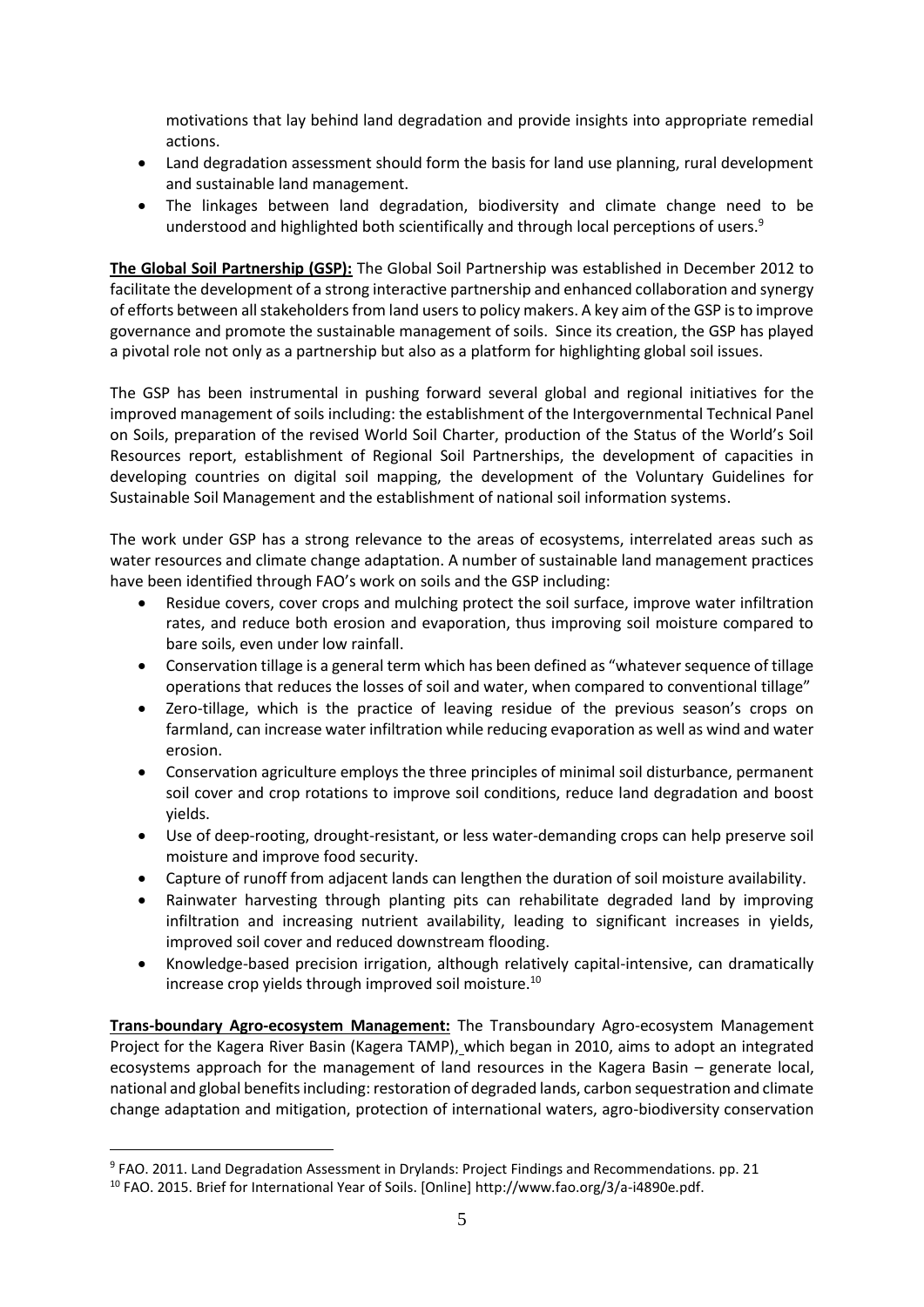motivations that lay behind land degradation and provide insights into appropriate remedial actions.

- Land degradation assessment should form the basis for land use planning, rural development and sustainable land management.
- The linkages between land degradation, biodiversity and climate change need to be understood and highlighted both scientifically and through local perceptions of users.[9]

**The Global Soil Partnership (GSP):** The Global Soil Partnership was established in December 2012 to facilitate the development of a strong interactive partnership and enhanced collaboration and synergy of efforts between all stakeholders from land users to policy makers. A key aim of the GSP is to improve governance and promote the sustainable management of soils. Since its creation, the GSP has played a pivotal role not only as a partnership but also as a platform for highlighting global soil issues.

The GSP has been instrumental in pushing forward several global and regional initiatives for the improved management of soils including: the establishment of the Intergovernmental Technical Panel on Soils, preparation of the revised World Soil Charter, production of the Status of the World's Soil Resources report, establishment of Regional Soil Partnerships, the development of capacities in developing countries on digital soil mapping, the development of the Voluntary Guidelines for Sustainable Soil Management and the establishment of national soil information systems.

The work under GSP has a strong relevance to the areas of ecosystems, interrelated areas such as water resources and climate change adaptation. A number of sustainable land management practices have been identified through FAO's work on soils and the GSP including:

- Residue covers, cover crops and mulching protect the soil surface, improve water infiltration rates, and reduce both erosion and evaporation, thus improving soil moisture compared to bare soils, even under low rainfall.
- Conservation tillage is a general term which has been defined as "whatever sequence of tillage operations that reduces the losses of soil and water, when compared to conventional tillage"
- Zero-tillage, which is the practice of leaving residue of the previous season's crops on farmland, can increase water infiltration while reducing evaporation as well as wind and water erosion.
- Conservation agriculture employs the three principles of minimal soil disturbance, permanent soil cover and crop rotations to improve soil conditions, reduce land degradation and boost yields.
- Use of deep-rooting, drought-resistant, or less water-demanding crops can help preserve soil moisture and improve food security.
- Capture of runoff from adjacent lands can lengthen the duration of soil moisture availability.
- Rainwater harvesting through planting pits can rehabilitate degraded land by improving infiltration and increasing nutrient availability, leading to significant increases in yields, improved soil cover and reduced downstream flooding.
- Knowledge-based precision irrigation, although relatively capital-intensive, can dramatically increase crop yields through improved soil moisture.[10]

**Trans-boundary Agro-ecosystem Management:** The Transboundary Agro-ecosystem Management Project for the Kagera River Basin (Kagera TAMP), which began in 2010, aims to adopt an integrated ecosystems approach for the management of land resources in the Kagera Basin – generate local, national and global benefits including: restoration of degraded lands, carbon sequestration and climate change adaptation and mitigation, protection of international waters, agro-biodiversity conservation

---

[9] FAO. 2011. Land Degradation Assessment in Drylands: Project Findings and Recommendations. pp. 21

[10] FAO. 2015. Brief for International Year of Soils. [Online] http://www.fao.org/3/a-i4890e.pdf.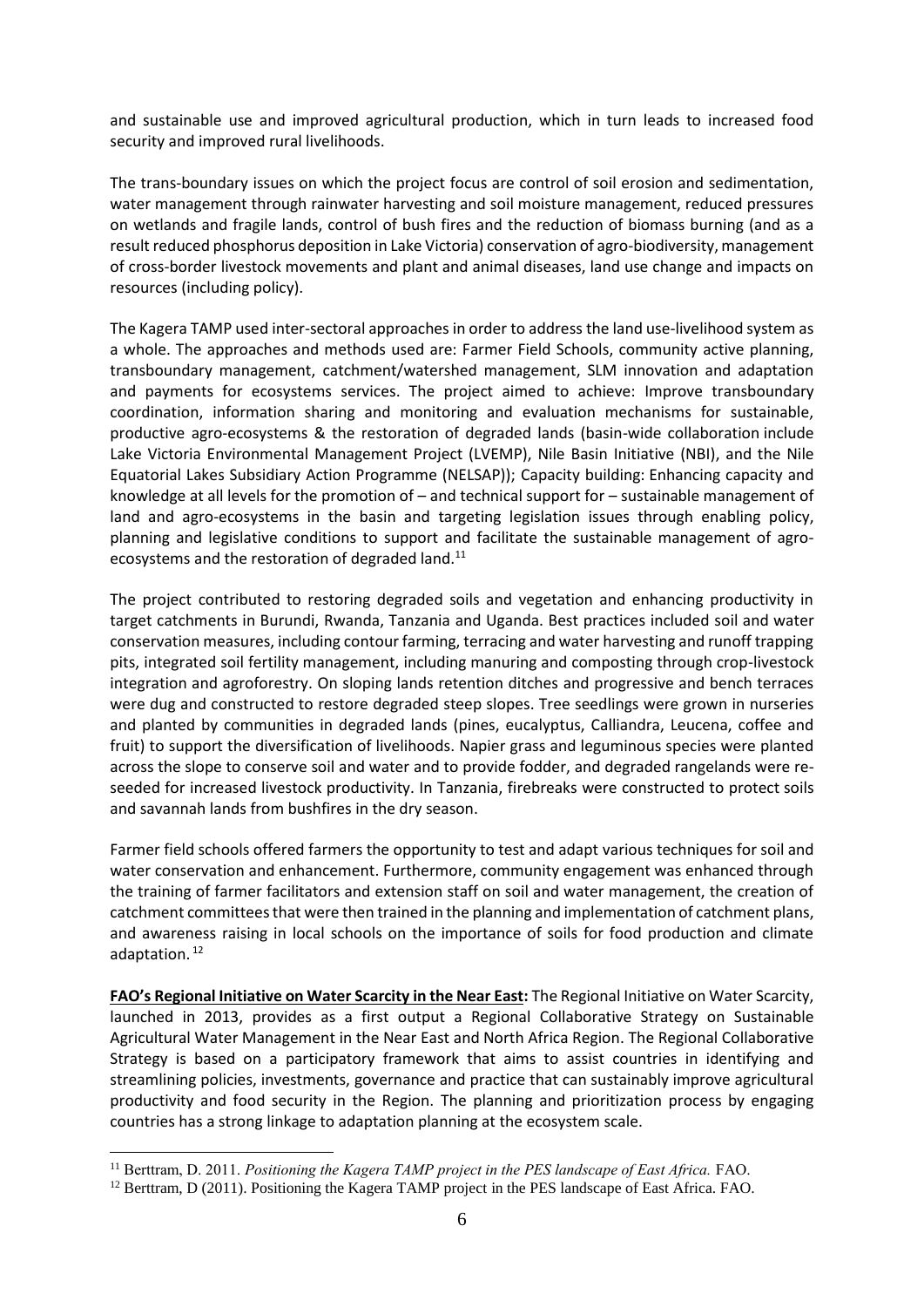and sustainable use and improved agricultural production, which in turn leads to increased food security and improved rural livelihoods.

The trans-boundary issues on which the project focus are control of soil erosion and sedimentation, water management through rainwater harvesting and soil moisture management, reduced pressures on wetlands and fragile lands, control of bush fires and the reduction of biomass burning (and as a result reduced phosphorus deposition in Lake Victoria) conservation of agro-biodiversity, management of cross-border livestock movements and plant and animal diseases, land use change and impacts on resources (including policy).

The Kagera TAMP used inter-sectoral approaches in order to address the land use-livelihood system as a whole. The approaches and methods used are: Farmer Field Schools, community active planning, transboundary management, catchment/watershed management, SLM innovation and adaptation and payments for ecosystems services. The project aimed to achieve: Improve transboundary coordination, information sharing and monitoring and evaluation mechanisms for sustainable, productive agro-ecosystems & the restoration of degraded lands (basin-wide collaboration include Lake Victoria Environmental Management Project (LVEMP), Nile Basin Initiative (NBI), and the Nile Equatorial Lakes Subsidiary Action Programme (NELSAP)); Capacity building: Enhancing capacity and knowledge at all levels for the promotion of – and technical support for – sustainable management of land and agro-ecosystems in the basin and targeting legislation issues through enabling policy, planning and legislative conditions to support and facilitate the sustainable management of agro-ecosystems and the restoration of degraded land.[11]

The project contributed to restoring degraded soils and vegetation and enhancing productivity in target catchments in Burundi, Rwanda, Tanzania and Uganda. Best practices included soil and water conservation measures, including contour farming, terracing and water harvesting and runoff trapping pits, integrated soil fertility management, including manuring and composting through crop-livestock integration and agroforestry. On sloping lands retention ditches and progressive and bench terraces were dug and constructed to restore degraded steep slopes. Tree seedlings were grown in nurseries and planted by communities in degraded lands (pines, eucalyptus, Calliandra, Leucena, coffee and fruit) to support the diversification of livelihoods. Napier grass and leguminous species were planted across the slope to conserve soil and water and to provide fodder, and degraded rangelands were re-seeded for increased livestock productivity. In Tanzania, firebreaks were constructed to protect soils and savannah lands from bushfires in the dry season.

Farmer field schools offered farmers the opportunity to test and adapt various techniques for soil and water conservation and enhancement. Furthermore, community engagement was enhanced through the training of farmer facilitators and extension staff on soil and water management, the creation of catchment committees that were then trained in the planning and implementation of catchment plans, and awareness raising in local schools on the importance of soils for food production and climate adaptation.[12]

**FAO's Regional Initiative on Water Scarcity in the Near East:** The Regional Initiative on Water Scarcity, launched in 2013, provides as a first output a Regional Collaborative Strategy on Sustainable Agricultural Water Management in the Near East and North Africa Region. The Regional Collaborative Strategy is based on a participatory framework that aims to assist countries in identifying and streamlining policies, investments, governance and practice that can sustainably improve agricultural productivity and food security in the Region. The planning and prioritization process by engaging countries has a strong linkage to adaptation planning at the ecosystem scale.

---

[11] Berttram, D. 2011. *Positioning the Kagera TAMP project in the PES landscape of East Africa.* FAO.

[12] Berttram, D (2011). Positioning the Kagera TAMP project in the PES landscape of East Africa. FAO.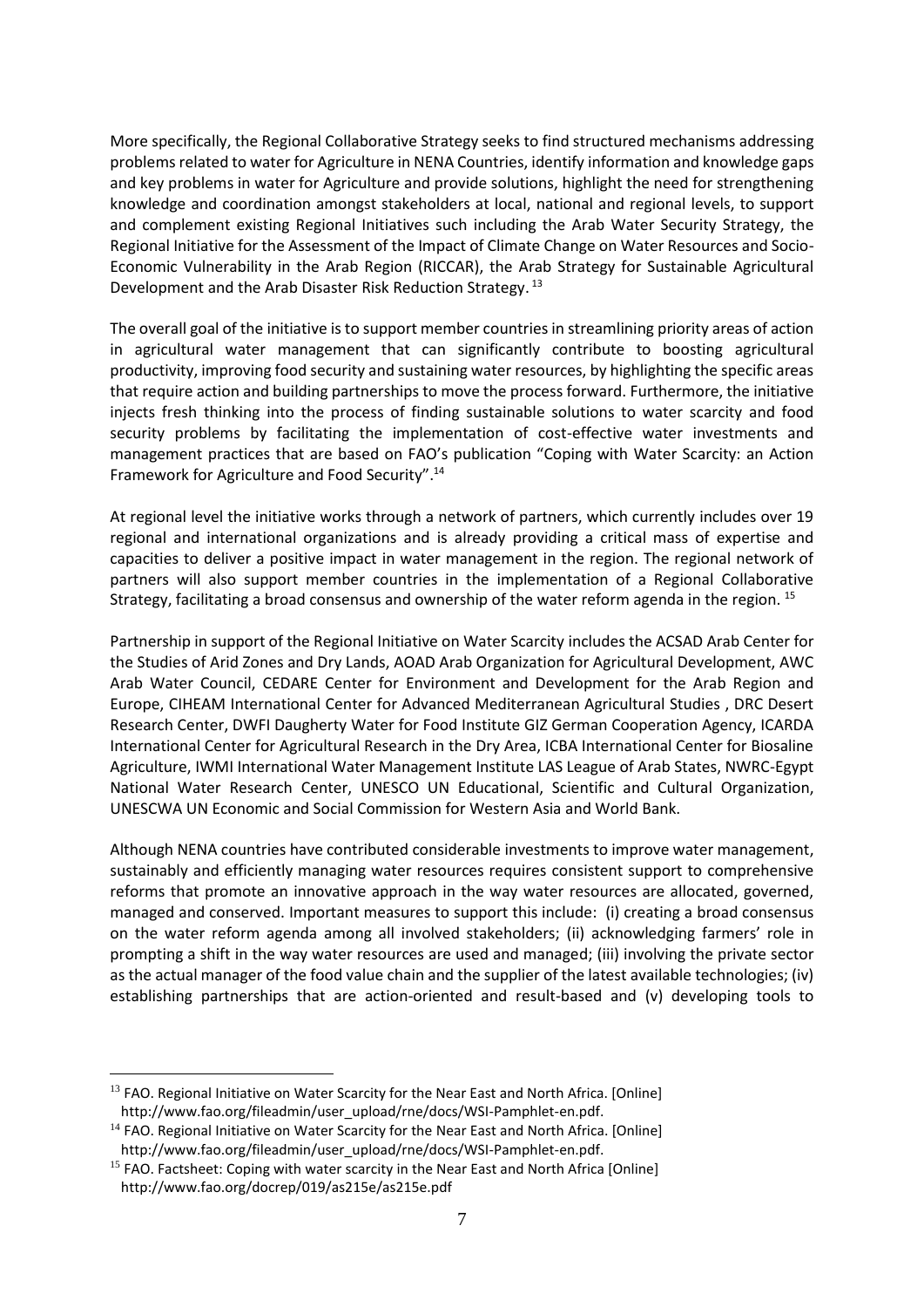More specifically, the Regional Collaborative Strategy seeks to find structured mechanisms addressing problems related to water for Agriculture in NENA Countries, identify information and knowledge gaps and key problems in water for Agriculture and provide solutions, highlight the need for strengthening knowledge and coordination amongst stakeholders at local, national and regional levels, to support and complement existing Regional Initiatives such including the Arab Water Security Strategy, the Regional Initiative for the Assessment of the Impact of Climate Change on Water Resources and Socio-Economic Vulnerability in the Arab Region (RICCAR), the Arab Strategy for Sustainable Agricultural Development and the Arab Disaster Risk Reduction Strategy.[13]

The overall goal of the initiative is to support member countries in streamlining priority areas of action in agricultural water management that can significantly contribute to boosting agricultural productivity, improving food security and sustaining water resources, by highlighting the specific areas that require action and building partnerships to move the process forward. Furthermore, the initiative injects fresh thinking into the process of finding sustainable solutions to water scarcity and food security problems by facilitating the implementation of cost-effective water investments and management practices that are based on FAO's publication "Coping with Water Scarcity: an Action Framework for Agriculture and Food Security".[14]

At regional level the initiative works through a network of partners, which currently includes over 19 regional and international organizations and is already providing a critical mass of expertise and capacities to deliver a positive impact in water management in the region. The regional network of partners will also support member countries in the implementation of a Regional Collaborative Strategy, facilitating a broad consensus and ownership of the water reform agenda in the region.[15]

Partnership in support of the Regional Initiative on Water Scarcity includes the ACSAD Arab Center for the Studies of Arid Zones and Dry Lands, AOAD Arab Organization for Agricultural Development, AWC Arab Water Council, CEDARE Center for Environment and Development for the Arab Region and Europe, CIHEAM International Center for Advanced Mediterranean Agricultural Studies , DRC Desert Research Center, DWFI Daugherty Water for Food Institute GIZ German Cooperation Agency, ICARDA International Center for Agricultural Research in the Dry Area, ICBA International Center for Biosaline Agriculture, IWMI International Water Management Institute LAS League of Arab States, NWRC-Egypt National Water Research Center, UNESCO UN Educational, Scientific and Cultural Organization, UNESCWA UN Economic and Social Commission for Western Asia and World Bank.

Although NENA countries have contributed considerable investments to improve water management, sustainably and efficiently managing water resources requires consistent support to comprehensive reforms that promote an innovative approach in the way water resources are allocated, governed, managed and conserved. Important measures to support this include: (i) creating a broad consensus on the water reform agenda among all involved stakeholders; (ii) acknowledging farmers' role in prompting a shift in the way water resources are used and managed; (iii) involving the private sector as the actual manager of the food value chain and the supplier of the latest available technologies; (iv) establishing partnerships that are action-oriented and result-based and (v) developing tools to

---

[13] FAO. Regional Initiative on Water Scarcity for the Near East and North Africa. [Online] http://www.fao.org/fileadmin/user_upload/rne/docs/WSI-Pamphlet-en.pdf.

[14] FAO. Regional Initiative on Water Scarcity for the Near East and North Africa. [Online] http://www.fao.org/fileadmin/user_upload/rne/docs/WSI-Pamphlet-en.pdf.

[15] FAO. Factsheet: Coping with water scarcity in the Near East and North Africa [Online] http://www.fao.org/docrep/019/as215e/as215e.pdf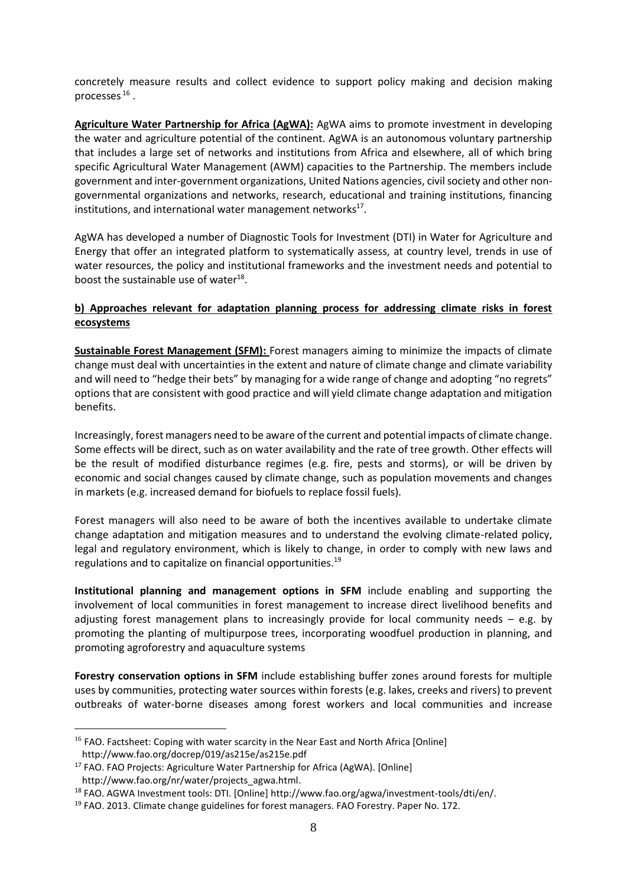concretely measure results and collect evidence to support policy making and decision making processes [16] .

**Agriculture Water Partnership for Africa (AgWA):** AgWA aims to promote investment in developing the water and agriculture potential of the continent. AgWA is an autonomous voluntary partnership that includes a large set of networks and institutions from Africa and elsewhere, all of which bring specific Agricultural Water Management (AWM) capacities to the Partnership. The members include government and inter-government organizations, United Nations agencies, civil society and other non-governmental organizations and networks, research, educational and training institutions, financing institutions, and international water management networks[17].

AgWA has developed a number of Diagnostic Tools for Investment (DTI) in Water for Agriculture and Energy that offer an integrated platform to systematically assess, at country level, trends in use of water resources, the policy and institutional frameworks and the investment needs and potential to boost the sustainable use of water[18].

**b) Approaches relevant for adaptation planning process for addressing climate risks in forest ecosystems**

**Sustainable Forest Management (SFM):** Forest managers aiming to minimize the impacts of climate change must deal with uncertainties in the extent and nature of climate change and climate variability and will need to "hedge their bets" by managing for a wide range of change and adopting "no regrets" options that are consistent with good practice and will yield climate change adaptation and mitigation benefits.

Increasingly, forest managers need to be aware of the current and potential impacts of climate change. Some effects will be direct, such as on water availability and the rate of tree growth. Other effects will be the result of modified disturbance regimes (e.g. fire, pests and storms), or will be driven by economic and social changes caused by climate change, such as population movements and changes in markets (e.g. increased demand for biofuels to replace fossil fuels).

Forest managers will also need to be aware of both the incentives available to undertake climate change adaptation and mitigation measures and to understand the evolving climate-related policy, legal and regulatory environment, which is likely to change, in order to comply with new laws and regulations and to capitalize on financial opportunities.[19]

**Institutional planning and management options in SFM** include enabling and supporting the involvement of local communities in forest management to increase direct livelihood benefits and adjusting forest management plans to increasingly provide for local community needs – e.g. by promoting the planting of multipurpose trees, incorporating woodfuel production in planning, and promoting agroforestry and aquaculture systems

**Forestry conservation options in SFM** include establishing buffer zones around forests for multiple uses by communities, protecting water sources within forests (e.g. lakes, creeks and rivers) to prevent outbreaks of water-borne diseases among forest workers and local communities and increase

---

[16] FAO. Factsheet: Coping with water scarcity in the Near East and North Africa [Online] http://www.fao.org/docrep/019/as215e/as215e.pdf

[17] FAO. FAO Projects: Agriculture Water Partnership for Africa (AgWA). [Online] http://www.fao.org/nr/water/projects_agwa.html.

[18] FAO. AGWA Investment tools: DTI. [Online] http://www.fao.org/agwa/investment-tools/dti/en/.

[19] FAO. 2013. Climate change guidelines for forest managers. FAO Forestry. Paper No. 172.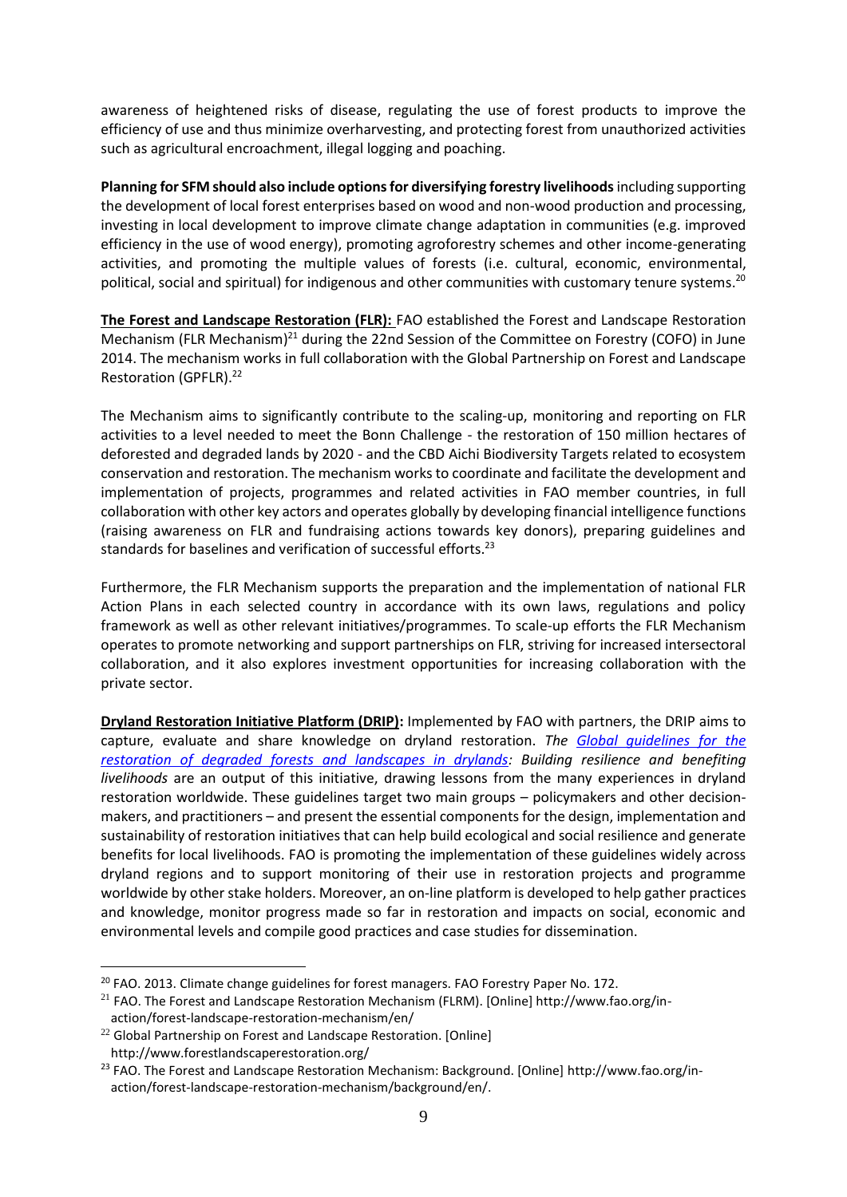awareness of heightened risks of disease, regulating the use of forest products to improve the efficiency of use and thus minimize overharvesting, and protecting forest from unauthorized activities such as agricultural encroachment, illegal logging and poaching.

**Planning for SFM should also include options for diversifying forestry livelihoods** including supporting the development of local forest enterprises based on wood and non-wood production and processing, investing in local development to improve climate change adaptation in communities (e.g. improved efficiency in the use of wood energy), promoting agroforestry schemes and other income-generating activities, and promoting the multiple values of forests (i.e. cultural, economic, environmental, political, social and spiritual) for indigenous and other communities with customary tenure systems.[20]

**The Forest and Landscape Restoration (FLR):** FAO established the Forest and Landscape Restoration Mechanism (FLR Mechanism)[21] during the 22nd Session of the Committee on Forestry (COFO) in June 2014. The mechanism works in full collaboration with the Global Partnership on Forest and Landscape Restoration (GPFLR).[22]

The Mechanism aims to significantly contribute to the scaling-up, monitoring and reporting on FLR activities to a level needed to meet the Bonn Challenge - the restoration of 150 million hectares of deforested and degraded lands by 2020 - and the CBD Aichi Biodiversity Targets related to ecosystem conservation and restoration. The mechanism works to coordinate and facilitate the development and implementation of projects, programmes and related activities in FAO member countries, in full collaboration with other key actors and operates globally by developing financial intelligence functions (raising awareness on FLR and fundraising actions towards key donors), preparing guidelines and standards for baselines and verification of successful efforts.[23]

Furthermore, the FLR Mechanism supports the preparation and the implementation of national FLR Action Plans in each selected country in accordance with its own laws, regulations and policy framework as well as other relevant initiatives/programmes. To scale-up efforts the FLR Mechanism operates to promote networking and support partnerships on FLR, striving for increased intersectoral collaboration, and it also explores investment opportunities for increasing collaboration with the private sector.

**Dryland Restoration Initiative Platform (DRIP):** Implemented by FAO with partners, the DRIP aims to capture, evaluate and share knowledge on dryland restoration. ***The Global guidelines for the restoration of degraded forests and landscapes in drylands: Building resilience and benefiting livelihoods*** are an output of this initiative, drawing lessons from the many experiences in dryland restoration worldwide. These guidelines target two main groups – policymakers and other decision-makers, and practitioners – and present the essential components for the design, implementation and sustainability of restoration initiatives that can help build ecological and social resilience and generate benefits for local livelihoods. FAO is promoting the implementation of these guidelines widely across dryland regions and to support monitoring of their use in restoration projects and programme worldwide by other stake holders. Moreover, an on-line platform is developed to help gather practices and knowledge, monitor progress made so far in restoration and impacts on social, economic and environmental levels and compile good practices and case studies for dissemination.

---

[20] FAO. 2013. Climate change guidelines for forest managers. FAO Forestry Paper No. 172.

[21] FAO. The Forest and Landscape Restoration Mechanism (FLRM). [Online] http://www.fao.org/in-action/forest-landscape-restoration-mechanism/en/

[22] Global Partnership on Forest and Landscape Restoration. [Online] http://www.forestlandscaperestoration.org/

[23] FAO. The Forest and Landscape Restoration Mechanism: Background. [Online] http://www.fao.org/in-action/forest-landscape-restoration-mechanism/background/en/.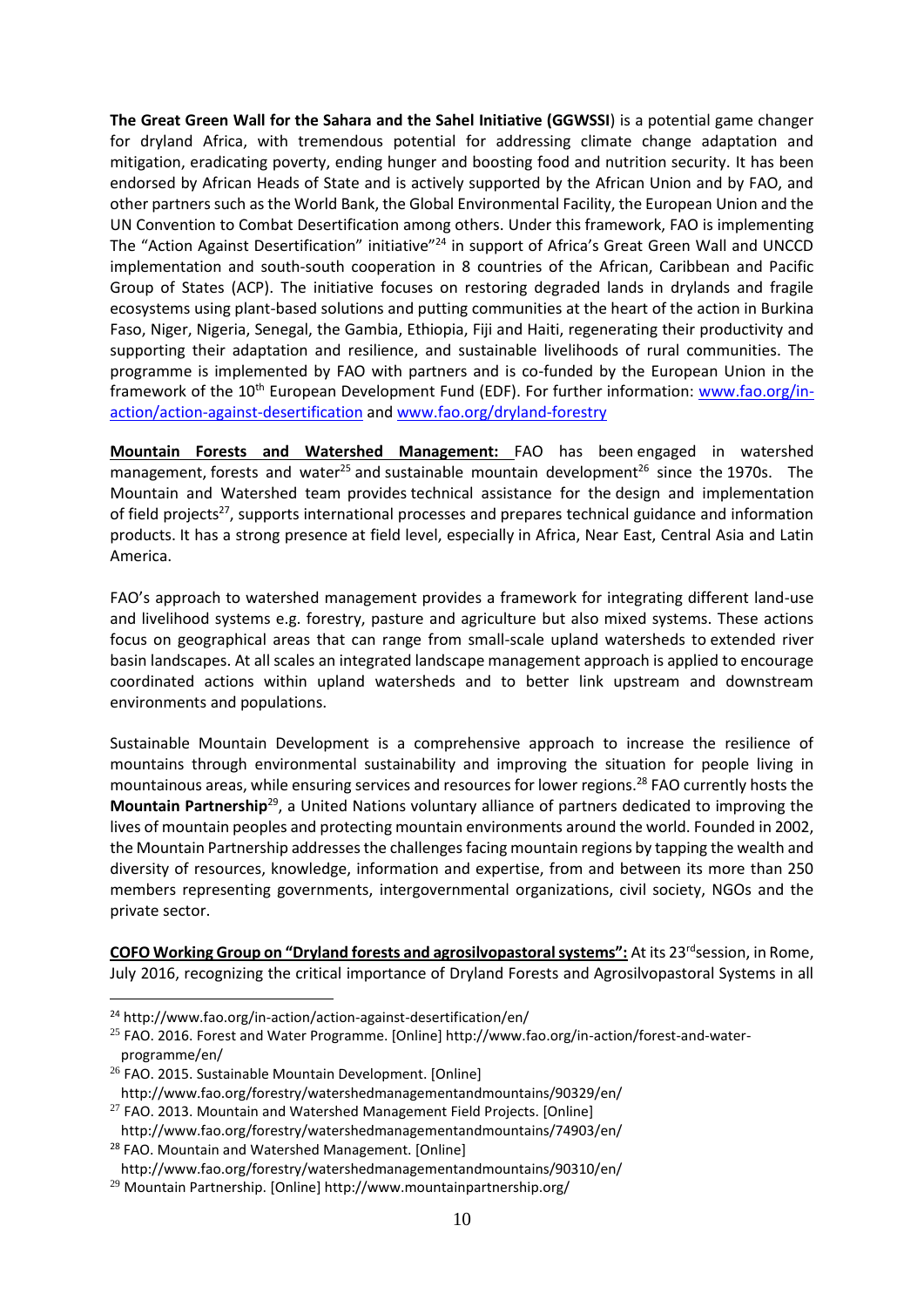**The Great Green Wall for the Sahara and the Sahel Initiative (GGWSSI**) is a potential game changer for dryland Africa, with tremendous potential for addressing climate change adaptation and mitigation, eradicating poverty, ending hunger and boosting food and nutrition security. It has been endorsed by African Heads of State and is actively supported by the African Union and by FAO, and other partners such as the World Bank, the Global Environmental Facility, the European Union and the UN Convention to Combat Desertification among others. Under this framework, FAO is implementing The "Action Against Desertification" initiative"[24] in support of Africa's Great Green Wall and UNCCD implementation and south-south cooperation in 8 countries of the African, Caribbean and Pacific Group of States (ACP). The initiative focuses on restoring degraded lands in drylands and fragile ecosystems using plant-based solutions and putting communities at the heart of the action in Burkina Faso, Niger, Nigeria, Senegal, the Gambia, Ethiopia, Fiji and Haiti, regenerating their productivity and supporting their adaptation and resilience, and sustainable livelihoods of rural communities. The programme is implemented by FAO with partners and is co-funded by the European Union in the framework of the 10th European Development Fund (EDF). For further information: [www.fao.org/in-action/action-against-desertification](www.fao.org/in-action/action-against-desertification) and [www.fao.org/dryland-forestry](www.fao.org/dryland-forestry)

**Mountain Forests and Watershed Management:** FAO has been engaged in watershed management, forests and water[25] and sustainable mountain development[26] since the 1970s. The Mountain and Watershed team provides technical assistance for the design and implementation of field projects[27], supports international processes and prepares technical guidance and information products. It has a strong presence at field level, especially in Africa, Near East, Central Asia and Latin America.

FAO's approach to watershed management provides a framework for integrating different land-use and livelihood systems e.g. forestry, pasture and agriculture but also mixed systems. These actions focus on geographical areas that can range from small-scale upland watersheds to extended river basin landscapes. At all scales an integrated landscape management approach is applied to encourage coordinated actions within upland watersheds and to better link upstream and downstream environments and populations.

Sustainable Mountain Development is a comprehensive approach to increase the resilience of mountains through environmental sustainability and improving the situation for people living in mountainous areas, while ensuring services and resources for lower regions.[28] FAO currently hosts the **Mountain Partnership**[29], a United Nations voluntary alliance of partners dedicated to improving the lives of mountain peoples and protecting mountain environments around the world. Founded in 2002, the Mountain Partnership addresses the challenges facing mountain regions by tapping the wealth and diversity of resources, knowledge, information and expertise, from and between its more than 250 members representing governments, intergovernmental organizations, civil society, NGOs and the private sector.

**COFO Working Group on "Dryland forests and agrosilvopastoral systems":** At its 23rd session, in Rome, July 2016, recognizing the critical importance of Dryland Forests and Agrosilvopastoral Systems in all

---

[24] http://www.fao.org/in-action/action-against-desertification/en/

[25] FAO. 2016. Forest and Water Programme. [Online] http://www.fao.org/in-action/forest-and-water-programme/en/

[26] FAO. 2015. Sustainable Mountain Development. [Online] http://www.fao.org/forestry/watershedmanagementandmountains/90329/en/

[27] FAO. 2013. Mountain and Watershed Management Field Projects. [Online] http://www.fao.org/forestry/watershedmanagementandmountains/74903/en/

[28] FAO. Mountain and Watershed Management. [Online] http://www.fao.org/forestry/watershedmanagementandmountains/90310/en/

[29] Mountain Partnership. [Online] http://www.mountainpartnership.org/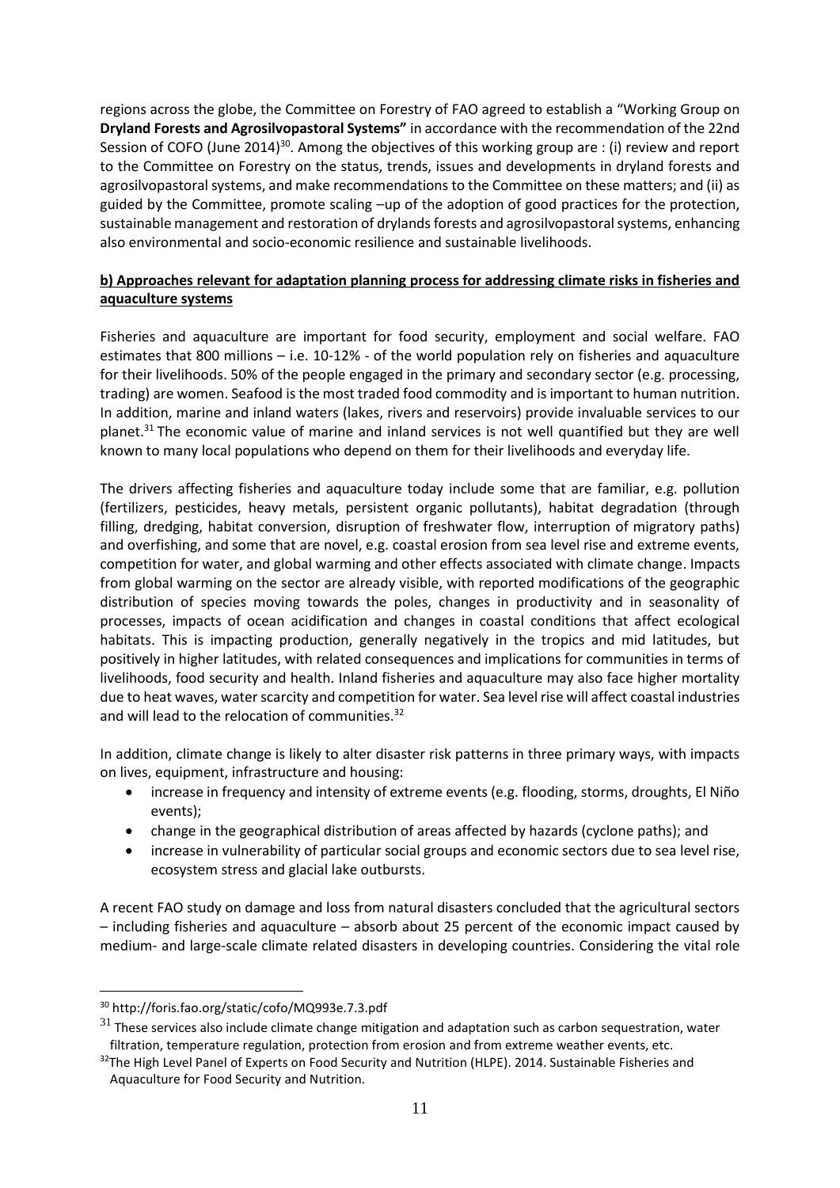regions across the globe, the Committee on Forestry of FAO agreed to establish a "Working Group on **Dryland Forests and Agrosilvopastoral Systems"** in accordance with the recommendation of the 22nd Session of COFO (June 2014)[30]. Among the objectives of this working group are : (i) review and report to the Committee on Forestry on the status, trends, issues and developments in dryland forests and agrosilvopastoral systems, and make recommendations to the Committee on these matters; and (ii) as guided by the Committee, promote scaling –up of the adoption of good practices for the protection, sustainable management and restoration of drylands forests and agrosilvopastoral systems, enhancing also environmental and socio-economic resilience and sustainable livelihoods.

**b) Approaches relevant for adaptation planning process for addressing climate risks in fisheries and aquaculture systems**

Fisheries and aquaculture are important for food security, employment and social welfare. FAO estimates that 800 millions – i.e. 10-12% - of the world population rely on fisheries and aquaculture for their livelihoods. 50% of the people engaged in the primary and secondary sector (e.g. processing, trading) are women. Seafood is the most traded food commodity and is important to human nutrition. In addition, marine and inland waters (lakes, rivers and reservoirs) provide invaluable services to our planet.[31] The economic value of marine and inland services is not well quantified but they are well known to many local populations who depend on them for their livelihoods and everyday life.

The drivers affecting fisheries and aquaculture today include some that are familiar, e.g. pollution (fertilizers, pesticides, heavy metals, persistent organic pollutants), habitat degradation (through filling, dredging, habitat conversion, disruption of freshwater flow, interruption of migratory paths) and overfishing, and some that are novel, e.g. coastal erosion from sea level rise and extreme events, competition for water, and global warming and other effects associated with climate change. Impacts from global warming on the sector are already visible, with reported modifications of the geographic distribution of species moving towards the poles, changes in productivity and in seasonality of processes, impacts of ocean acidification and changes in coastal conditions that affect ecological habitats. This is impacting production, generally negatively in the tropics and mid latitudes, but positively in higher latitudes, with related consequences and implications for communities in terms of livelihoods, food security and health. Inland fisheries and aquaculture may also face higher mortality due to heat waves, water scarcity and competition for water. Sea level rise will affect coastal industries and will lead to the relocation of communities.[32]

In addition, climate change is likely to alter disaster risk patterns in three primary ways, with impacts on lives, equipment, infrastructure and housing:

- increase in frequency and intensity of extreme events (e.g. flooding, storms, droughts, El Niño events);
- change in the geographical distribution of areas affected by hazards (cyclone paths); and
- increase in vulnerability of particular social groups and economic sectors due to sea level rise, ecosystem stress and glacial lake outbursts.

A recent FAO study on damage and loss from natural disasters concluded that the agricultural sectors – including fisheries and aquaculture – absorb about 25 percent of the economic impact caused by medium- and large-scale climate related disasters in developing countries. Considering the vital role

---

[30] http://foris.fao.org/static/cofo/MQ993e.7.3.pdf

[31] These services also include climate change mitigation and adaptation such as carbon sequestration, water filtration, temperature regulation, protection from erosion and from extreme weather events, etc.

[32] The High Level Panel of Experts on Food Security and Nutrition (HLPE). 2014. Sustainable Fisheries and Aquaculture for Food Security and Nutrition.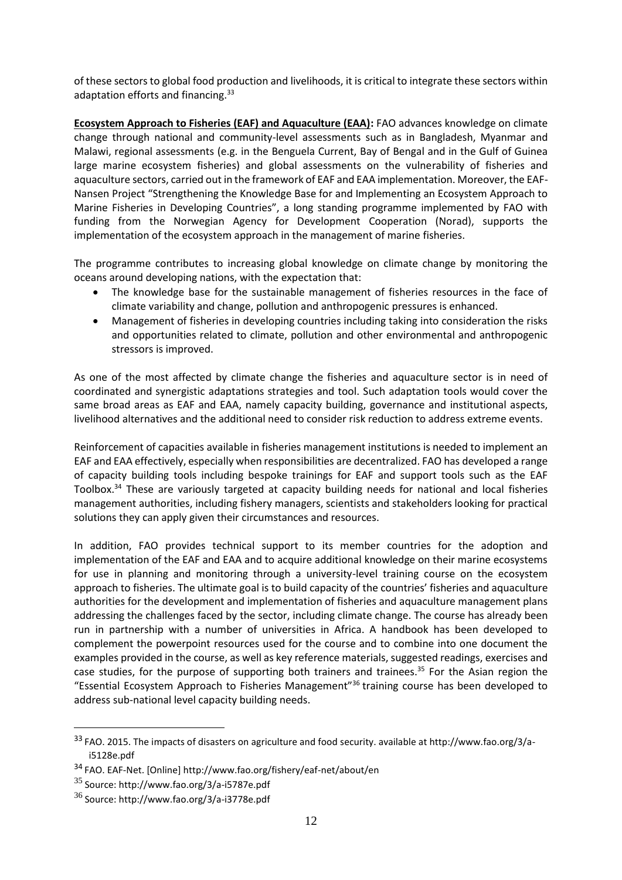of these sectors to global food production and livelihoods, it is critical to integrate these sectors within adaptation efforts and financing.[33]

**Ecosystem Approach to Fisheries (EAF) and Aquaculture (EAA):** FAO advances knowledge on climate change through national and community-level assessments such as in Bangladesh, Myanmar and Malawi, regional assessments (e.g. in the Benguela Current, Bay of Bengal and in the Gulf of Guinea large marine ecosystem fisheries) and global assessments on the vulnerability of fisheries and aquaculture sectors, carried out in the framework of EAF and EAA implementation. Moreover, the EAF-Nansen Project "Strengthening the Knowledge Base for and Implementing an Ecosystem Approach to Marine Fisheries in Developing Countries", a long standing programme implemented by FAO with funding from the Norwegian Agency for Development Cooperation (Norad), supports the implementation of the ecosystem approach in the management of marine fisheries.

The programme contributes to increasing global knowledge on climate change by monitoring the oceans around developing nations, with the expectation that:

- The knowledge base for the sustainable management of fisheries resources in the face of climate variability and change, pollution and anthropogenic pressures is enhanced.
- Management of fisheries in developing countries including taking into consideration the risks and opportunities related to climate, pollution and other environmental and anthropogenic stressors is improved.

As one of the most affected by climate change the fisheries and aquaculture sector is in need of coordinated and synergistic adaptations strategies and tool. Such adaptation tools would cover the same broad areas as EAF and EAA, namely capacity building, governance and institutional aspects, livelihood alternatives and the additional need to consider risk reduction to address extreme events.

Reinforcement of capacities available in fisheries management institutions is needed to implement an EAF and EAA effectively, especially when responsibilities are decentralized. FAO has developed a range of capacity building tools including bespoke trainings for EAF and support tools such as the EAF Toolbox.[34] These are variously targeted at capacity building needs for national and local fisheries management authorities, including fishery managers, scientists and stakeholders looking for practical solutions they can apply given their circumstances and resources.

In addition, FAO provides technical support to its member countries for the adoption and implementation of the EAF and EAA and to acquire additional knowledge on their marine ecosystems for use in planning and monitoring through a university-level training course on the ecosystem approach to fisheries. The ultimate goal is to build capacity of the countries' fisheries and aquaculture authorities for the development and implementation of fisheries and aquaculture management plans addressing the challenges faced by the sector, including climate change. The course has already been run in partnership with a number of universities in Africa. A handbook has been developed to complement the powerpoint resources used for the course and to combine into one document the examples provided in the course, as well as key reference materials, suggested readings, exercises and case studies, for the purpose of supporting both trainers and trainees.[35] For the Asian region the "Essential Ecosystem Approach to Fisheries Management"[36] training course has been developed to address sub-national level capacity building needs.

---

[33] FAO. 2015. The impacts of disasters on agriculture and food security. available at http://www.fao.org/3/a-i5128e.pdf

[34] FAO. EAF-Net. [Online] http://www.fao.org/fishery/eaf-net/about/en

[35] Source: http://www.fao.org/3/a-i5787e.pdf

[36] Source: http://www.fao.org/3/a-i3778e.pdf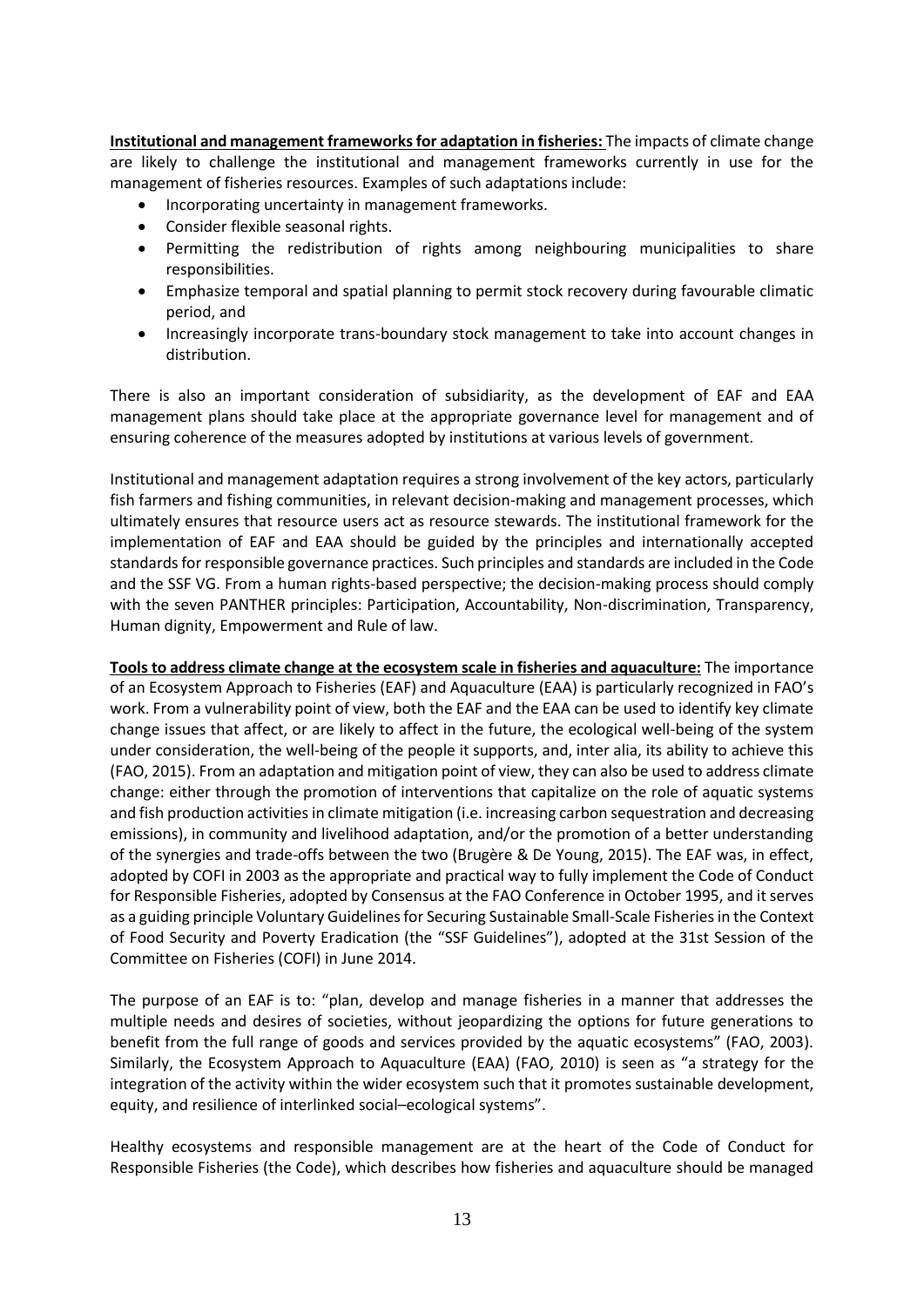**Institutional and management frameworks for adaptation in fisheries:** The impacts of climate change are likely to challenge the institutional and management frameworks currently in use for the management of fisheries resources. Examples of such adaptations include:

- Incorporating uncertainty in management frameworks.
- Consider flexible seasonal rights.
- Permitting the redistribution of rights among neighbouring municipalities to share responsibilities.
- Emphasize temporal and spatial planning to permit stock recovery during favourable climatic period, and
- Increasingly incorporate trans-boundary stock management to take into account changes in distribution.

There is also an important consideration of subsidiarity, as the development of EAF and EAA management plans should take place at the appropriate governance level for management and of ensuring coherence of the measures adopted by institutions at various levels of government.

Institutional and management adaptation requires a strong involvement of the key actors, particularly fish farmers and fishing communities, in relevant decision-making and management processes, which ultimately ensures that resource users act as resource stewards. The institutional framework for the implementation of EAF and EAA should be guided by the principles and internationally accepted standards for responsible governance practices. Such principles and standards are included in the Code and the SSF VG. From a human rights-based perspective; the decision-making process should comply with the seven PANTHER principles: Participation, Accountability, Non-discrimination, Transparency, Human dignity, Empowerment and Rule of law.

**Tools to address climate change at the ecosystem scale in fisheries and aquaculture:** The importance of an Ecosystem Approach to Fisheries (EAF) and Aquaculture (EAA) is particularly recognized in FAO's work. From a vulnerability point of view, both the EAF and the EAA can be used to identify key climate change issues that affect, or are likely to affect in the future, the ecological well-being of the system under consideration, the well-being of the people it supports, and, inter alia, its ability to achieve this (FAO, 2015). From an adaptation and mitigation point of view, they can also be used to address climate change: either through the promotion of interventions that capitalize on the role of aquatic systems and fish production activities in climate mitigation (i.e. increasing carbon sequestration and decreasing emissions), in community and livelihood adaptation, and/or the promotion of a better understanding of the synergies and trade-offs between the two (Brugère & De Young, 2015). The EAF was, in effect, adopted by COFI in 2003 as the appropriate and practical way to fully implement the Code of Conduct for Responsible Fisheries, adopted by Consensus at the FAO Conference in October 1995, and it serves as a guiding principle Voluntary Guidelines for Securing Sustainable Small-Scale Fisheries in the Context of Food Security and Poverty Eradication (the "SSF Guidelines"), adopted at the 31st Session of the Committee on Fisheries (COFI) in June 2014.

The purpose of an EAF is to: "plan, develop and manage fisheries in a manner that addresses the multiple needs and desires of societies, without jeopardizing the options for future generations to benefit from the full range of goods and services provided by the aquatic ecosystems" (FAO, 2003). Similarly, the Ecosystem Approach to Aquaculture (EAA) (FAO, 2010) is seen as "a strategy for the integration of the activity within the wider ecosystem such that it promotes sustainable development, equity, and resilience of interlinked social–ecological systems".

Healthy ecosystems and responsible management are at the heart of the Code of Conduct for Responsible Fisheries (the Code), which describes how fisheries and aquaculture should be managed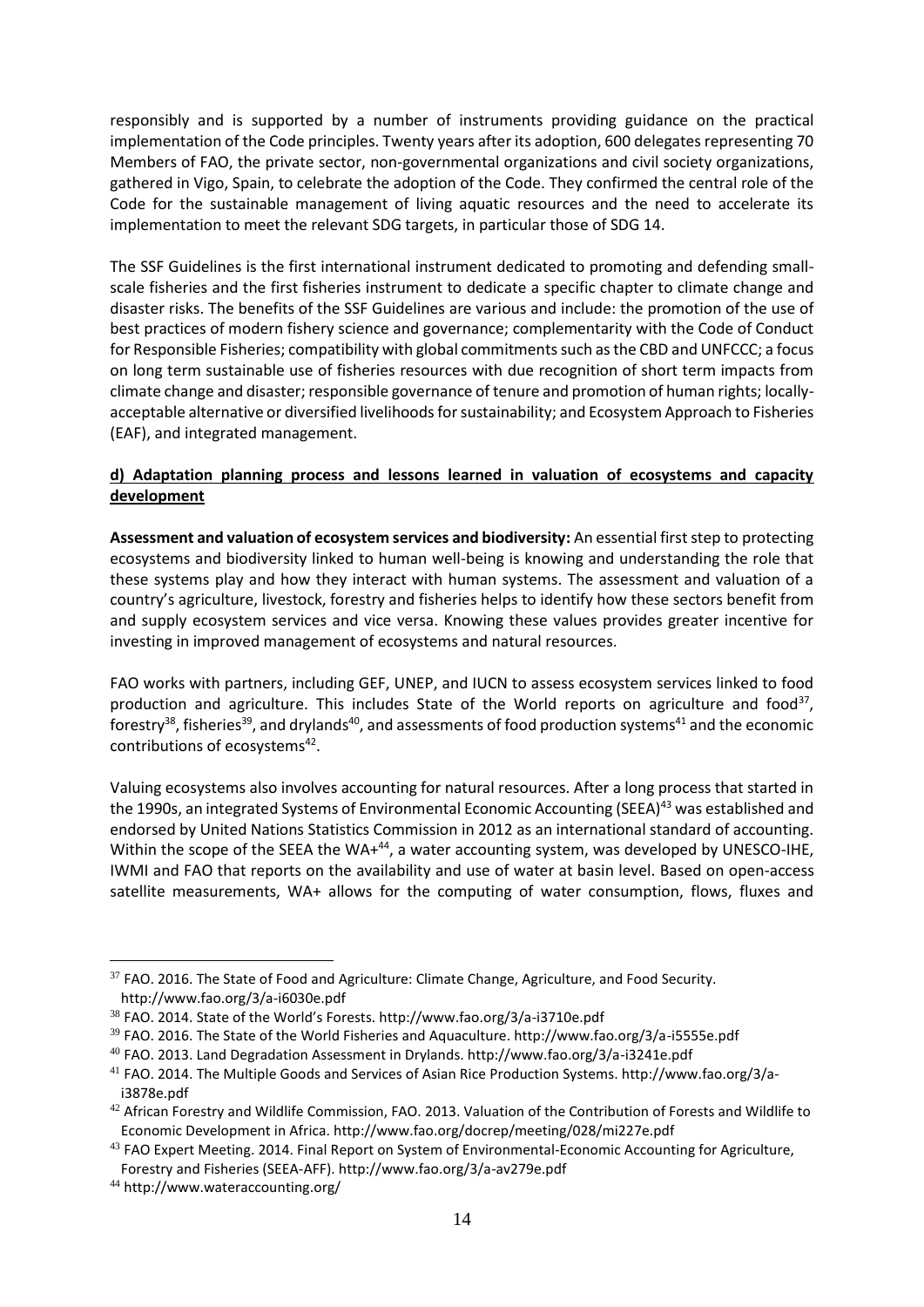responsibly and is supported by a number of instruments providing guidance on the practical implementation of the Code principles. Twenty years after its adoption, 600 delegates representing 70 Members of FAO, the private sector, non-governmental organizations and civil society organizations, gathered in Vigo, Spain, to celebrate the adoption of the Code. They confirmed the central role of the Code for the sustainable management of living aquatic resources and the need to accelerate its implementation to meet the relevant SDG targets, in particular those of SDG 14.

The SSF Guidelines is the first international instrument dedicated to promoting and defending small-scale fisheries and the first fisheries instrument to dedicate a specific chapter to climate change and disaster risks. The benefits of the SSF Guidelines are various and include: the promotion of the use of best practices of modern fishery science and governance; complementarity with the Code of Conduct for Responsible Fisheries; compatibility with global commitments such as the CBD and UNFCCC; a focus on long term sustainable use of fisheries resources with due recognition of short term impacts from climate change and disaster; responsible governance of tenure and promotion of human rights; locally-acceptable alternative or diversified livelihoods for sustainability; and Ecosystem Approach to Fisheries (EAF), and integrated management.

**d) Adaptation planning process and lessons learned in valuation of ecosystems and capacity development**

**Assessment and valuation of ecosystem services and biodiversity:** An essential first step to protecting ecosystems and biodiversity linked to human well-being is knowing and understanding the role that these systems play and how they interact with human systems. The assessment and valuation of a country's agriculture, livestock, forestry and fisheries helps to identify how these sectors benefit from and supply ecosystem services and vice versa. Knowing these values provides greater incentive for investing in improved management of ecosystems and natural resources.

FAO works with partners, including GEF, UNEP, and IUCN to assess ecosystem services linked to food production and agriculture. This includes State of the World reports on agriculture and food[37], forestry[38], fisheries[39], and drylands[40], and assessments of food production systems[41] and the economic contributions of ecosystems[42].

Valuing ecosystems also involves accounting for natural resources. After a long process that started in the 1990s, an integrated Systems of Environmental Economic Accounting (SEEA)[43] was established and endorsed by United Nations Statistics Commission in 2012 as an international standard of accounting. Within the scope of the SEEA the WA+[44], a water accounting system, was developed by UNESCO-IHE, IWMI and FAO that reports on the availability and use of water at basin level. Based on open-access satellite measurements, WA+ allows for the computing of water consumption, flows, fluxes and

---

[37] FAO. 2016. The State of Food and Agriculture: Climate Change, Agriculture, and Food Security. http://www.fao.org/3/a-i6030e.pdf

[38] FAO. 2014. State of the World's Forests. http://www.fao.org/3/a-i3710e.pdf

[39] FAO. 2016. The State of the World Fisheries and Aquaculture. http://www.fao.org/3/a-i5555e.pdf

[40] FAO. 2013. Land Degradation Assessment in Drylands. http://www.fao.org/3/a-i3241e.pdf

[41] FAO. 2014. The Multiple Goods and Services of Asian Rice Production Systems. http://www.fao.org/3/a-i3878e.pdf

[42] African Forestry and Wildlife Commission, FAO. 2013. Valuation of the Contribution of Forests and Wildlife to Economic Development in Africa. http://www.fao.org/docrep/meeting/028/mi227e.pdf

[43] FAO Expert Meeting. 2014. Final Report on System of Environmental-Economic Accounting for Agriculture, Forestry and Fisheries (SEEA-AFF). http://www.fao.org/3/a-av279e.pdf

[44] http://www.wateraccounting.org/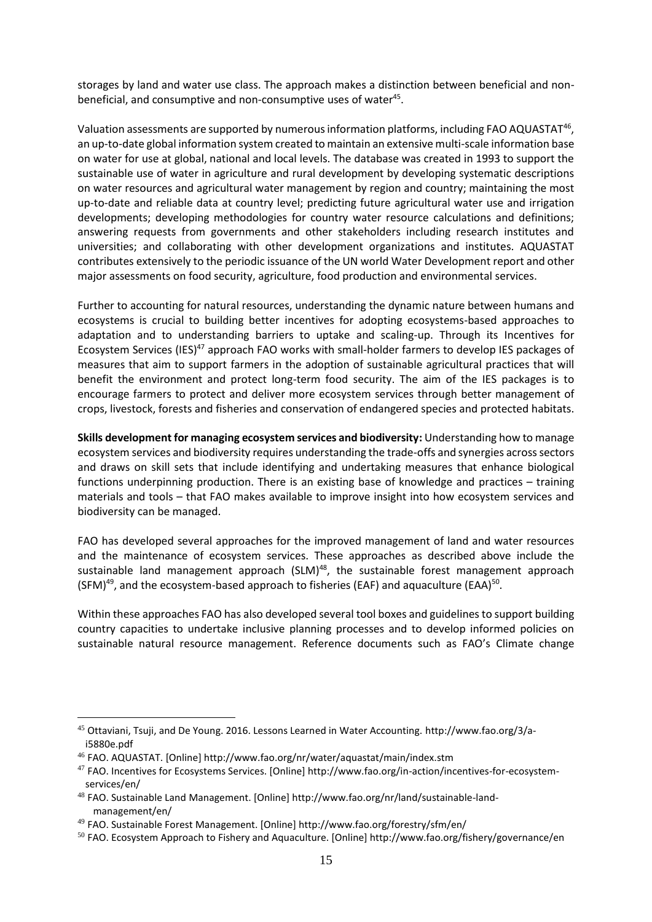storages by land and water use class. The approach makes a distinction between beneficial and non-beneficial, and consumptive and non-consumptive uses of water[45].

Valuation assessments are supported by numerous information platforms, including FAO AQUASTAT[46], an up-to-date global information system created to maintain an extensive multi-scale information base on water for use at global, national and local levels. The database was created in 1993 to support the sustainable use of water in agriculture and rural development by developing systematic descriptions on water resources and agricultural water management by region and country; maintaining the most up-to-date and reliable data at country level; predicting future agricultural water use and irrigation developments; developing methodologies for country water resource calculations and definitions; answering requests from governments and other stakeholders including research institutes and universities; and collaborating with other development organizations and institutes. AQUASTAT contributes extensively to the periodic issuance of the UN world Water Development report and other major assessments on food security, agriculture, food production and environmental services.

Further to accounting for natural resources, understanding the dynamic nature between humans and ecosystems is crucial to building better incentives for adopting ecosystems-based approaches to adaptation and to understanding barriers to uptake and scaling-up. Through its Incentives for Ecosystem Services (IES)[47] approach FAO works with small-holder farmers to develop IES packages of measures that aim to support farmers in the adoption of sustainable agricultural practices that will benefit the environment and protect long-term food security. The aim of the IES packages is to encourage farmers to protect and deliver more ecosystem services through better management of crops, livestock, forests and fisheries and conservation of endangered species and protected habitats.

**Skills development for managing ecosystem services and biodiversity:** Understanding how to manage ecosystem services and biodiversity requires understanding the trade-offs and synergies across sectors and draws on skill sets that include identifying and undertaking measures that enhance biological functions underpinning production. There is an existing base of knowledge and practices – training materials and tools – that FAO makes available to improve insight into how ecosystem services and biodiversity can be managed.

FAO has developed several approaches for the improved management of land and water resources and the maintenance of ecosystem services. These approaches as described above include the sustainable land management approach (SLM)[48], the sustainable forest management approach (SFM)[49], and the ecosystem-based approach to fisheries (EAF) and aquaculture (EAA)[50].

Within these approaches FAO has also developed several tool boxes and guidelines to support building country capacities to undertake inclusive planning processes and to develop informed policies on sustainable natural resource management. Reference documents such as FAO's Climate change

---

[45] Ottaviani, Tsuji, and De Young. 2016. Lessons Learned in Water Accounting. http://www.fao.org/3/a-i5880e.pdf

[46] FAO. AQUASTAT. [Online] http://www.fao.org/nr/water/aquastat/main/index.stm

[47] FAO. Incentives for Ecosystems Services. [Online] http://www.fao.org/in-action/incentives-for-ecosystem-services/en/

[48] FAO. Sustainable Land Management. [Online] http://www.fao.org/nr/land/sustainable-land-management/en/

[49] FAO. Sustainable Forest Management. [Online] http://www.fao.org/forestry/sfm/en/

[50] FAO. Ecosystem Approach to Fishery and Aquaculture. [Online] http://www.fao.org/fishery/governance/en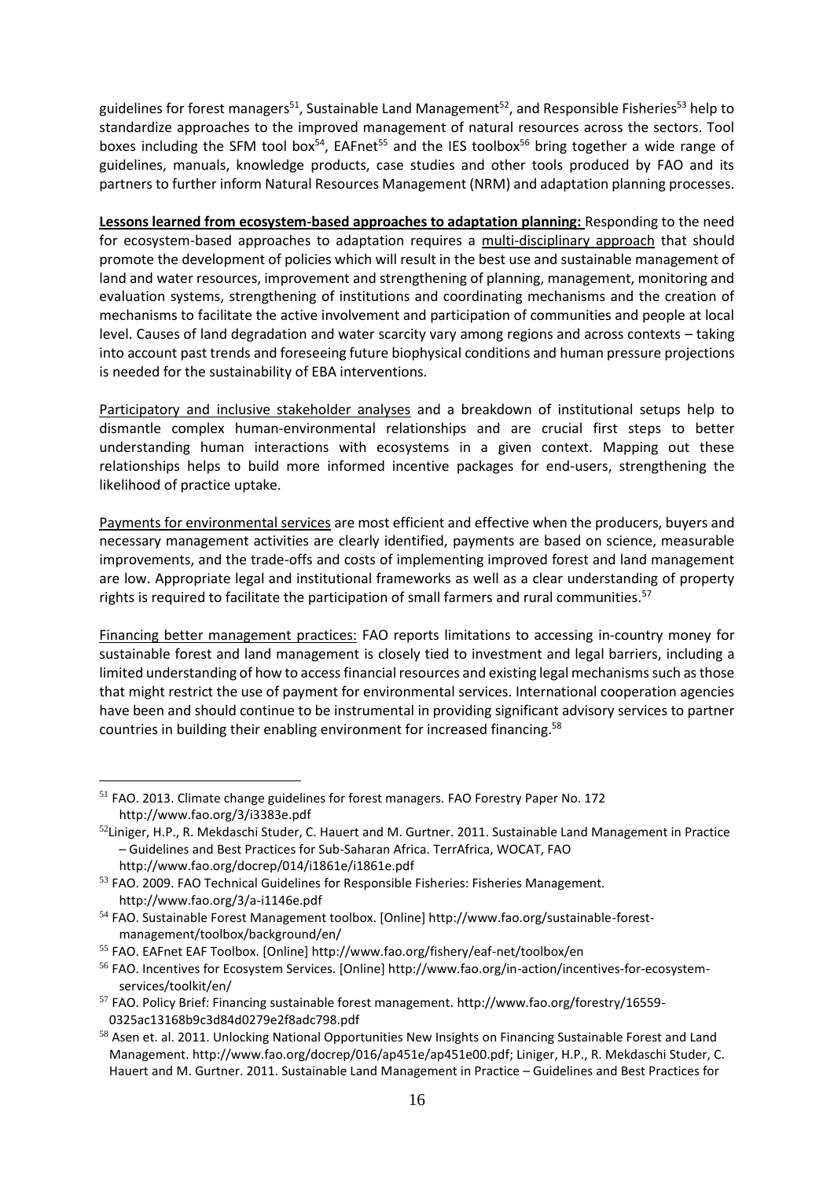guidelines for forest managers[51], Sustainable Land Management[52], and Responsible Fisheries[53] help to standardize approaches to the improved management of natural resources across the sectors. Tool boxes including the SFM tool box[54], EAFnet[55] and the IES toolbox[56] bring together a wide range of guidelines, manuals, knowledge products, case studies and other tools produced by FAO and its partners to further inform Natural Resources Management (NRM) and adaptation planning processes.

**Lessons learned from ecosystem-based approaches to adaptation planning:** Responding to the need for ecosystem-based approaches to adaptation requires a multi-disciplinary approach that should promote the development of policies which will result in the best use and sustainable management of land and water resources, improvement and strengthening of planning, management, monitoring and evaluation systems, strengthening of institutions and coordinating mechanisms and the creation of mechanisms to facilitate the active involvement and participation of communities and people at local level. Causes of land degradation and water scarcity vary among regions and across contexts – taking into account past trends and foreseeing future biophysical conditions and human pressure projections is needed for the sustainability of EBA interventions.

Participatory and inclusive stakeholder analyses and a breakdown of institutional setups help to dismantle complex human-environmental relationships and are crucial first steps to better understanding human interactions with ecosystems in a given context. Mapping out these relationships helps to build more informed incentive packages for end-users, strengthening the likelihood of practice uptake.

Payments for environmental services are most efficient and effective when the producers, buyers and necessary management activities are clearly identified, payments are based on science, measurable improvements, and the trade-offs and costs of implementing improved forest and land management are low. Appropriate legal and institutional frameworks as well as a clear understanding of property rights is required to facilitate the participation of small farmers and rural communities.[57]

Financing better management practices: FAO reports limitations to accessing in-country money for sustainable forest and land management is closely tied to investment and legal barriers, including a limited understanding of how to access financial resources and existing legal mechanisms such as those that might restrict the use of payment for environmental services. International cooperation agencies have been and should continue to be instrumental in providing significant advisory services to partner countries in building their enabling environment for increased financing.[58]

---

[51] FAO. 2013. Climate change guidelines for forest managers. FAO Forestry Paper No. 172 http://www.fao.org/3/i3383e.pdf

[52] Liniger, H.P., R. Mekdaschi Studer, C. Hauert and M. Gurtner. 2011. Sustainable Land Management in Practice – Guidelines and Best Practices for Sub-Saharan Africa. TerrAfrica, WOCAT, FAO http://www.fao.org/docrep/014/i1861e/i1861e.pdf

[53] FAO. 2009. FAO Technical Guidelines for Responsible Fisheries: Fisheries Management. http://www.fao.org/3/a-i1146e.pdf

[54] FAO. Sustainable Forest Management toolbox. [Online] http://www.fao.org/sustainable-forest-management/toolbox/background/en/

[55] FAO. EAFnet EAF Toolbox. [Online] http://www.fao.org/fishery/eaf-net/toolbox/en

[56] FAO. Incentives for Ecosystem Services. [Online] http://www.fao.org/in-action/incentives-for-ecosystem-services/toolkit/en/

[57] FAO. Policy Brief: Financing sustainable forest management. http://www.fao.org/forestry/16559-0325ac13168b9c3d84d0279e2f8adc798.pdf

[58] Asen et. al. 2011. Unlocking National Opportunities New Insights on Financing Sustainable Forest and Land Management. http://www.fao.org/docrep/016/ap451e/ap451e00.pdf; Liniger, H.P., R. Mekdaschi Studer, C. Hauert and M. Gurtner. 2011. Sustainable Land Management in Practice – Guidelines and Best Practices for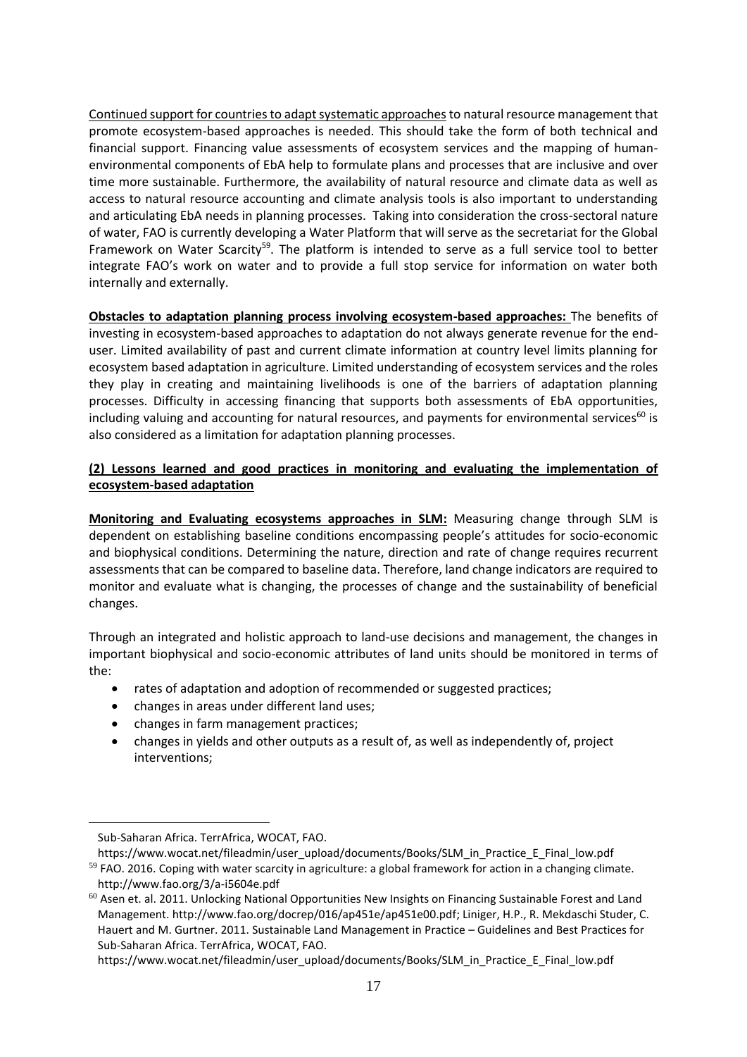Continued support for countries to adapt systematic approaches to natural resource management that promote ecosystem-based approaches is needed. This should take the form of both technical and financial support. Financing value assessments of ecosystem services and the mapping of human-environmental components of EbA help to formulate plans and processes that are inclusive and over time more sustainable. Furthermore, the availability of natural resource and climate data as well as access to natural resource accounting and climate analysis tools is also important to understanding and articulating EbA needs in planning processes. Taking into consideration the cross-sectoral nature of water, FAO is currently developing a Water Platform that will serve as the secretariat for the Global Framework on Water Scarcity[59]. The platform is intended to serve as a full service tool to better integrate FAO's work on water and to provide a full stop service for information on water both internally and externally.

**Obstacles to adaptation planning process involving ecosystem-based approaches:** The benefits of investing in ecosystem-based approaches to adaptation do not always generate revenue for the end-user. Limited availability of past and current climate information at country level limits planning for ecosystem based adaptation in agriculture. Limited understanding of ecosystem services and the roles they play in creating and maintaining livelihoods is one of the barriers of adaptation planning processes. Difficulty in accessing financing that supports both assessments of EbA opportunities, including valuing and accounting for natural resources, and payments for environmental services[60] is also considered as a limitation for adaptation planning processes.

**(2) Lessons learned and good practices in monitoring and evaluating the implementation of ecosystem-based adaptation**

**Monitoring and Evaluating ecosystems approaches in SLM:** Measuring change through SLM is dependent on establishing baseline conditions encompassing people's attitudes for socio-economic and biophysical conditions. Determining the nature, direction and rate of change requires recurrent assessments that can be compared to baseline data. Therefore, land change indicators are required to monitor and evaluate what is changing, the processes of change and the sustainability of beneficial changes.

Through an integrated and holistic approach to land-use decisions and management, the changes in important biophysical and socio-economic attributes of land units should be monitored in terms of the:

- rates of adaptation and adoption of recommended or suggested practices;
- changes in areas under different land uses;
- changes in farm management practices;
- changes in yields and other outputs as a result of, as well as independently of, project interventions;

Sub-Saharan Africa. TerrAfrica, WOCAT, FAO. https://www.wocat.net/fileadmin/user_upload/documents/Books/SLM_in_Practice_E_Final_low.pdf

[59] FAO. 2016. Coping with water scarcity in agriculture: a global framework for action in a changing climate. http://www.fao.org/3/a-i5604e.pdf

[60] Asen et. al. 2011. Unlocking National Opportunities New Insights on Financing Sustainable Forest and Land Management. http://www.fao.org/docrep/016/ap451e/ap451e00.pdf; Liniger, H.P., R. Mekdaschi Studer, C. Hauert and M. Gurtner. 2011. Sustainable Land Management in Practice – Guidelines and Best Practices for Sub-Saharan Africa. TerrAfrica, WOCAT, FAO. https://www.wocat.net/fileadmin/user_upload/documents/Books/SLM_in_Practice_E_Final_low.pdf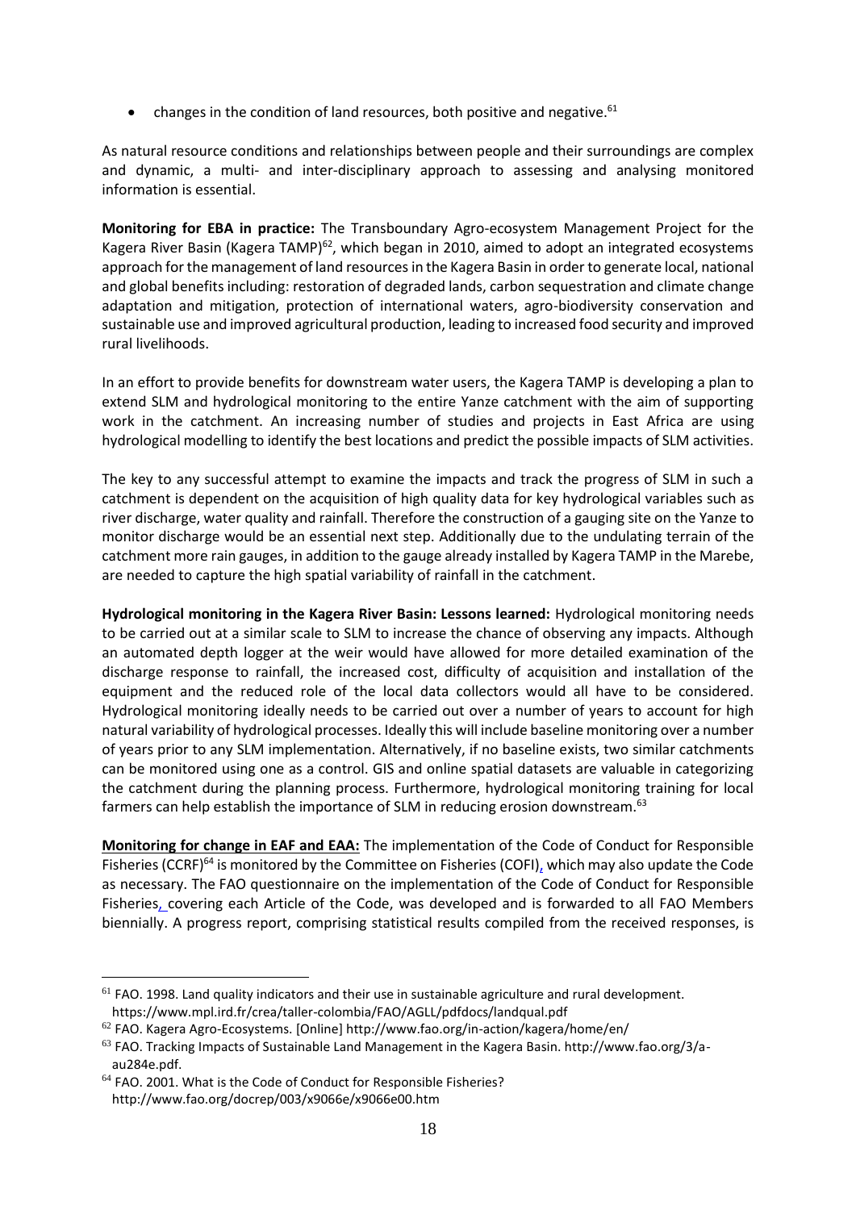- changes in the condition of land resources, both positive and negative.[61]

As natural resource conditions and relationships between people and their surroundings are complex and dynamic, a multi- and inter-disciplinary approach to assessing and analysing monitored information is essential.

**Monitoring for EBA in practice:** The Transboundary Agro-ecosystem Management Project for the Kagera River Basin (Kagera TAMP)[62], which began in 2010, aimed to adopt an integrated ecosystems approach for the management of land resources in the Kagera Basin in order to generate local, national and global benefits including: restoration of degraded lands, carbon sequestration and climate change adaptation and mitigation, protection of international waters, agro-biodiversity conservation and sustainable use and improved agricultural production, leading to increased food security and improved rural livelihoods.

In an effort to provide benefits for downstream water users, the Kagera TAMP is developing a plan to extend SLM and hydrological monitoring to the entire Yanze catchment with the aim of supporting work in the catchment. An increasing number of studies and projects in East Africa are using hydrological modelling to identify the best locations and predict the possible impacts of SLM activities.

The key to any successful attempt to examine the impacts and track the progress of SLM in such a catchment is dependent on the acquisition of high quality data for key hydrological variables such as river discharge, water quality and rainfall. Therefore the construction of a gauging site on the Yanze to monitor discharge would be an essential next step. Additionally due to the undulating terrain of the catchment more rain gauges, in addition to the gauge already installed by Kagera TAMP in the Marebe, are needed to capture the high spatial variability of rainfall in the catchment.

**Hydrological monitoring in the Kagera River Basin: Lessons learned:** Hydrological monitoring needs to be carried out at a similar scale to SLM to increase the chance of observing any impacts. Although an automated depth logger at the weir would have allowed for more detailed examination of the discharge response to rainfall, the increased cost, difficulty of acquisition and installation of the equipment and the reduced role of the local data collectors would all have to be considered. Hydrological monitoring ideally needs to be carried out over a number of years to account for high natural variability of hydrological processes. Ideally this will include baseline monitoring over a number of years prior to any SLM implementation. Alternatively, if no baseline exists, two similar catchments can be monitored using one as a control. GIS and online spatial datasets are valuable in categorizing the catchment during the planning process. Furthermore, hydrological monitoring training for local farmers can help establish the importance of SLM in reducing erosion downstream.[63]

**Monitoring for change in EAF and EAA:** The implementation of the Code of Conduct for Responsible Fisheries (CCRF)[64] is monitored by the Committee on Fisheries (COFI), which may also update the Code as necessary. The FAO questionnaire on the implementation of the Code of Conduct for Responsible Fisheries, covering each Article of the Code, was developed and is forwarded to all FAO Members biennially. A progress report, comprising statistical results compiled from the received responses, is

---

[61] FAO. 1998. Land quality indicators and their use in sustainable agriculture and rural development. https://www.mpl.ird.fr/crea/taller-colombia/FAO/AGLL/pdfdocs/landqual.pdf

[62] FAO. Kagera Agro-Ecosystems. [Online] http://www.fao.org/in-action/kagera/home/en/

[63] FAO. Tracking Impacts of Sustainable Land Management in the Kagera Basin. http://www.fao.org/3/a-au284e.pdf.

[64] FAO. 2001. What is the Code of Conduct for Responsible Fisheries? http://www.fao.org/docrep/003/x9066e/x9066e00.htm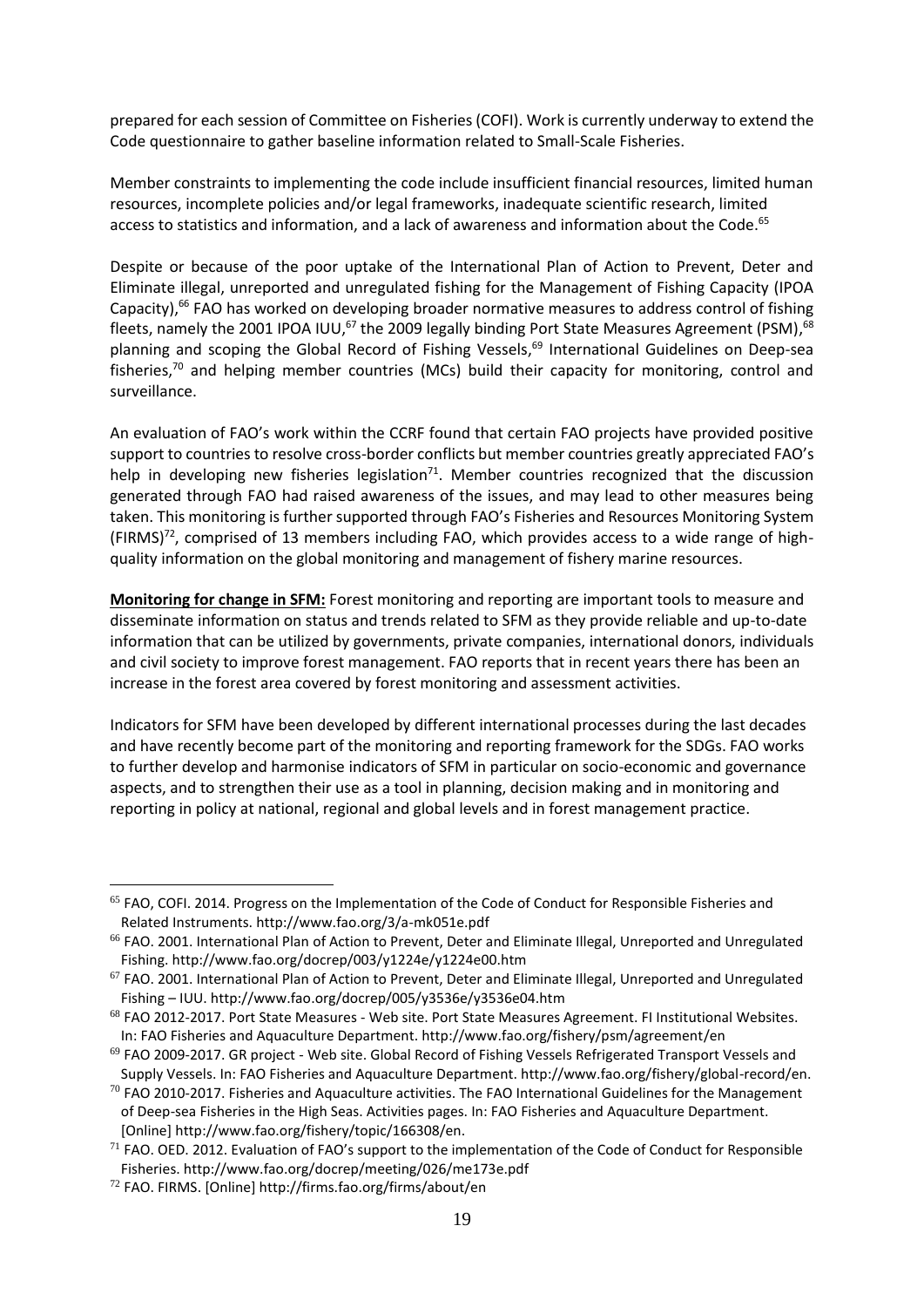prepared for each session of Committee on Fisheries (COFI). Work is currently underway to extend the Code questionnaire to gather baseline information related to Small-Scale Fisheries.

Member constraints to implementing the code include insufficient financial resources, limited human resources, incomplete policies and/or legal frameworks, inadequate scientific research, limited access to statistics and information, and a lack of awareness and information about the Code.[65]

Despite or because of the poor uptake of the International Plan of Action to Prevent, Deter and Eliminate illegal, unreported and unregulated fishing for the Management of Fishing Capacity (IPOA Capacity),[66] FAO has worked on developing broader normative measures to address control of fishing fleets, namely the 2001 IPOA IUU,[67] the 2009 legally binding Port State Measures Agreement (PSM),[68] planning and scoping the Global Record of Fishing Vessels,[69] International Guidelines on Deep-sea fisheries,[70] and helping member countries (MCs) build their capacity for monitoring, control and surveillance.

An evaluation of FAO's work within the CCRF found that certain FAO projects have provided positive support to countries to resolve cross-border conflicts but member countries greatly appreciated FAO's help in developing new fisheries legislation[71]. Member countries recognized that the discussion generated through FAO had raised awareness of the issues, and may lead to other measures being taken. This monitoring is further supported through FAO's Fisheries and Resources Monitoring System (FIRMS)[72], comprised of 13 members including FAO, which provides access to a wide range of high-quality information on the global monitoring and management of fishery marine resources.

**Monitoring for change in SFM:** Forest monitoring and reporting are important tools to measure and disseminate information on status and trends related to SFM as they provide reliable and up-to-date information that can be utilized by governments, private companies, international donors, individuals and civil society to improve forest management. FAO reports that in recent years there has been an increase in the forest area covered by forest monitoring and assessment activities.

Indicators for SFM have been developed by different international processes during the last decades and have recently become part of the monitoring and reporting framework for the SDGs. FAO works to further develop and harmonise indicators of SFM in particular on socio-economic and governance aspects, and to strengthen their use as a tool in planning, decision making and in monitoring and reporting in policy at national, regional and global levels and in forest management practice.

---

[65] FAO, COFI. 2014. Progress on the Implementation of the Code of Conduct for Responsible Fisheries and Related Instruments. http://www.fao.org/3/a-mk051e.pdf

[66] FAO. 2001. International Plan of Action to Prevent, Deter and Eliminate Illegal, Unreported and Unregulated Fishing. http://www.fao.org/docrep/003/y1224e/y1224e00.htm

[67] FAO. 2001. International Plan of Action to Prevent, Deter and Eliminate Illegal, Unreported and Unregulated Fishing – IUU. http://www.fao.org/docrep/005/y3536e/y3536e04.htm

[68] FAO 2012-2017. Port State Measures - Web site. Port State Measures Agreement. FI Institutional Websites. In: FAO Fisheries and Aquaculture Department. http://www.fao.org/fishery/psm/agreement/en

[69] FAO 2009-2017. GR project - Web site. Global Record of Fishing Vessels Refrigerated Transport Vessels and Supply Vessels. In: FAO Fisheries and Aquaculture Department. http://www.fao.org/fishery/global-record/en.

[70] FAO 2010-2017. Fisheries and Aquaculture activities. The FAO International Guidelines for the Management of Deep-sea Fisheries in the High Seas. Activities pages. In: FAO Fisheries and Aquaculture Department. [Online] http://www.fao.org/fishery/topic/166308/en.

[71] FAO. OED. 2012. Evaluation of FAO's support to the implementation of the Code of Conduct for Responsible Fisheries. http://www.fao.org/docrep/meeting/026/me173e.pdf

[72] FAO. FIRMS. [Online] http://firms.fao.org/firms/about/en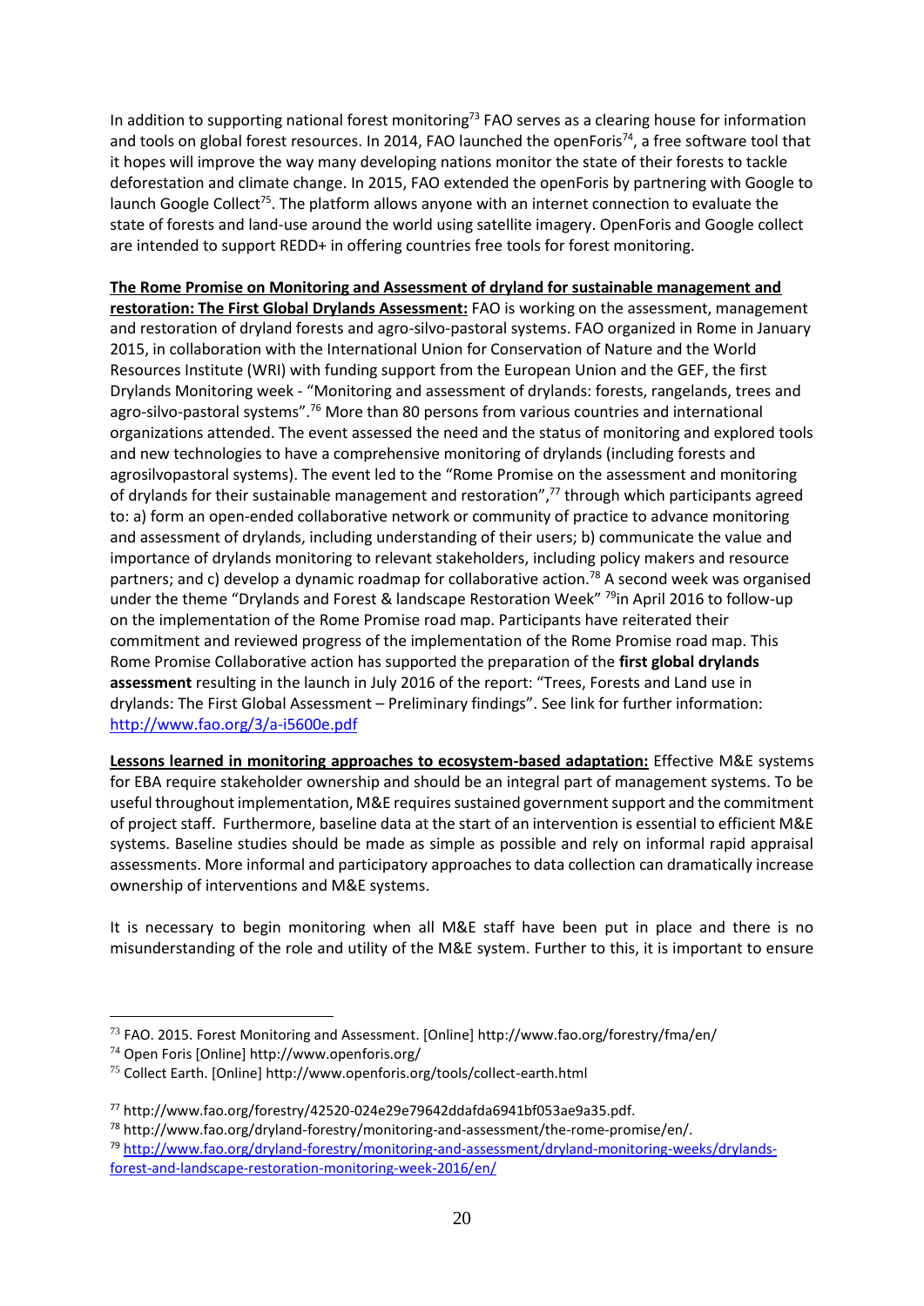In addition to supporting national forest monitoring[73] FAO serves as a clearing house for information and tools on global forest resources. In 2014, FAO launched the openForis[74], a free software tool that it hopes will improve the way many developing nations monitor the state of their forests to tackle deforestation and climate change. In 2015, FAO extended the openForis by partnering with Google to launch Google Collect[75]. The platform allows anyone with an internet connection to evaluate the state of forests and land-use around the world using satellite imagery. OpenForis and Google collect are intended to support REDD+ in offering countries free tools for forest monitoring.

**The Rome Promise on Monitoring and Assessment of dryland for sustainable management and restoration: The First Global Drylands Assessment:** FAO is working on the assessment, management and restoration of dryland forests and agro-silvo-pastoral systems. FAO organized in Rome in January 2015, in collaboration with the International Union for Conservation of Nature and the World Resources Institute (WRI) with funding support from the European Union and the GEF, the first Drylands Monitoring week - "Monitoring and assessment of drylands: forests, rangelands, trees and agro-silvo-pastoral systems".[76] More than 80 persons from various countries and international organizations attended. The event assessed the need and the status of monitoring and explored tools and new technologies to have a comprehensive monitoring of drylands (including forests and agrosilvopastoral systems). The event led to the "Rome Promise on the assessment and monitoring of drylands for their sustainable management and restoration",[77] through which participants agreed to: a) form an open-ended collaborative network or community of practice to advance monitoring and assessment of drylands, including understanding of their users; b) communicate the value and importance of drylands monitoring to relevant stakeholders, including policy makers and resource partners; and c) develop a dynamic roadmap for collaborative action.[78] A second week was organised under the theme "Drylands and Forest & landscape Restoration Week" [79]in April 2016 to follow-up on the implementation of the Rome Promise road map. Participants have reiterated their commitment and reviewed progress of the implementation of the Rome Promise road map. This Rome Promise Collaborative action has supported the preparation of the **first global drylands assessment** resulting in the launch in July 2016 of the report: "Trees, Forests and Land use in drylands: The First Global Assessment – Preliminary findings". See link for further information: http://www.fao.org/3/a-i5600e.pdf

**Lessons learned in monitoring approaches to ecosystem-based adaptation:** Effective M&E systems for EBA require stakeholder ownership and should be an integral part of management systems. To be useful throughout implementation, M&E requires sustained government support and the commitment of project staff. Furthermore, baseline data at the start of an intervention is essential to efficient M&E systems. Baseline studies should be made as simple as possible and rely on informal rapid appraisal assessments. More informal and participatory approaches to data collection can dramatically increase ownership of interventions and M&E systems.

It is necessary to begin monitoring when all M&E staff have been put in place and there is no misunderstanding of the role and utility of the M&E system. Further to this, it is important to ensure

---

[73] FAO. 2015. Forest Monitoring and Assessment. [Online] http://www.fao.org/forestry/fma/en/

[74] Open Foris [Online] http://www.openforis.org/

[75] Collect Earth. [Online] http://www.openforis.org/tools/collect-earth.html

[77] http://www.fao.org/forestry/42520-024e29e79642ddafda6941bf053ae9a35.pdf.

[78] http://www.fao.org/dryland-forestry/monitoring-and-assessment/the-rome-promise/en/.

[79] http://www.fao.org/dryland-forestry/monitoring-and-assessment/dryland-monitoring-weeks/drylands-forest-and-landscape-restoration-monitoring-week-2016/en/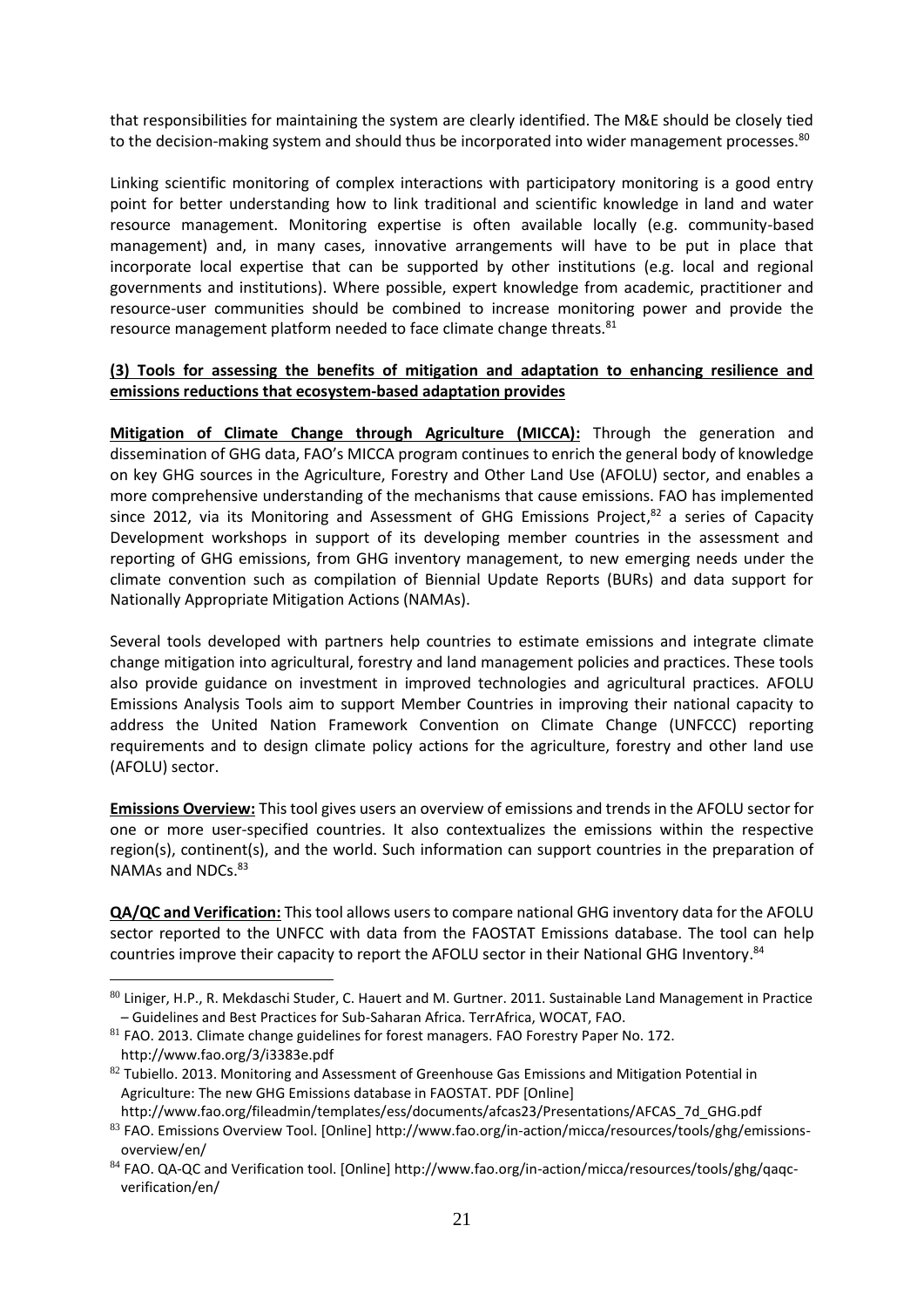that responsibilities for maintaining the system are clearly identified. The M&E should be closely tied to the decision-making system and should thus be incorporated into wider management processes.[80]

Linking scientific monitoring of complex interactions with participatory monitoring is a good entry point for better understanding how to link traditional and scientific knowledge in land and water resource management. Monitoring expertise is often available locally (e.g. community-based management) and, in many cases, innovative arrangements will have to be put in place that incorporate local expertise that can be supported by other institutions (e.g. local and regional governments and institutions). Where possible, expert knowledge from academic, practitioner and resource-user communities should be combined to increase monitoring power and provide the resource management platform needed to face climate change threats.[81]

**(3) Tools for assessing the benefits of mitigation and adaptation to enhancing resilience and emissions reductions that ecosystem-based adaptation provides**

**Mitigation of Climate Change through Agriculture (MICCA):** Through the generation and dissemination of GHG data, FAO's MICCA program continues to enrich the general body of knowledge on key GHG sources in the Agriculture, Forestry and Other Land Use (AFOLU) sector, and enables a more comprehensive understanding of the mechanisms that cause emissions. FAO has implemented since 2012, via its Monitoring and Assessment of GHG Emissions Project,[82] a series of Capacity Development workshops in support of its developing member countries in the assessment and reporting of GHG emissions, from GHG inventory management, to new emerging needs under the climate convention such as compilation of Biennial Update Reports (BURs) and data support for Nationally Appropriate Mitigation Actions (NAMAs).

Several tools developed with partners help countries to estimate emissions and integrate climate change mitigation into agricultural, forestry and land management policies and practices. These tools also provide guidance on investment in improved technologies and agricultural practices. AFOLU Emissions Analysis Tools aim to support Member Countries in improving their national capacity to address the United Nation Framework Convention on Climate Change (UNFCCC) reporting requirements and to design climate policy actions for the agriculture, forestry and other land use (AFOLU) sector.

**Emissions Overview:** This tool gives users an overview of emissions and trends in the AFOLU sector for one or more user-specified countries. It also contextualizes the emissions within the respective region(s), continent(s), and the world. Such information can support countries in the preparation of NAMAs and NDCs.[83]

**QA/QC and Verification:** This tool allows users to compare national GHG inventory data for the AFOLU sector reported to the UNFCC with data from the FAOSTAT Emissions database. The tool can help countries improve their capacity to report the AFOLU sector in their National GHG Inventory.[84]

---

[80] Liniger, H.P., R. Mekdaschi Studer, C. Hauert and M. Gurtner. 2011. Sustainable Land Management in Practice – Guidelines and Best Practices for Sub-Saharan Africa. TerrAfrica, WOCAT, FAO.

[81] FAO. 2013. Climate change guidelines for forest managers. FAO Forestry Paper No. 172. http://www.fao.org/3/i3383e.pdf

[82] Tubiello. 2013. Monitoring and Assessment of Greenhouse Gas Emissions and Mitigation Potential in Agriculture: The new GHG Emissions database in FAOSTAT. PDF [Online] http://www.fao.org/fileadmin/templates/ess/documents/afcas23/Presentations/AFCAS_7d_GHG.pdf

[83] FAO. Emissions Overview Tool. [Online] http://www.fao.org/in-action/micca/resources/tools/ghg/emissions-overview/en/

[84] FAO. QA-QC and Verification tool. [Online] http://www.fao.org/in-action/micca/resources/tools/ghg/qaqc-verification/en/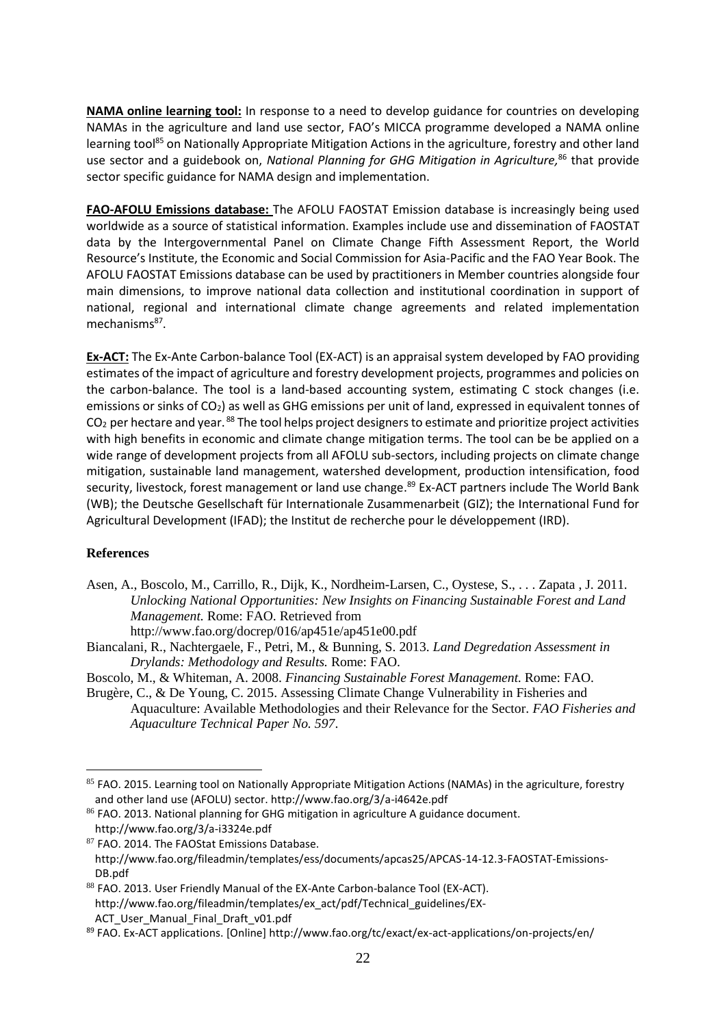**NAMA online learning tool:** In response to a need to develop guidance for countries on developing NAMAs in the agriculture and land use sector, FAO's MICCA programme developed a NAMA online learning tool[85] on Nationally Appropriate Mitigation Actions in the agriculture, forestry and other land use sector and a guidebook on, *National Planning for GHG Mitigation in Agriculture,*[86] that provide sector specific guidance for NAMA design and implementation.

**FAO-AFOLU Emissions database:** The AFOLU FAOSTAT Emission database is increasingly being used worldwide as a source of statistical information. Examples include use and dissemination of FAOSTAT data by the Intergovernmental Panel on Climate Change Fifth Assessment Report, the World Resource's Institute, the Economic and Social Commission for Asia-Pacific and the FAO Year Book. The AFOLU FAOSTAT Emissions database can be used by practitioners in Member countries alongside four main dimensions, to improve national data collection and institutional coordination in support of national, regional and international climate change agreements and related implementation mechanisms[87].

**Ex-ACT:** The Ex-Ante Carbon-balance Tool (EX-ACT) is an appraisal system developed by FAO providing estimates of the impact of agriculture and forestry development projects, programmes and policies on the carbon-balance. The tool is a land-based accounting system, estimating C stock changes (i.e. emissions or sinks of $CO_2$) as well as GHG emissions per unit of land, expressed in equivalent tonnes of $CO_2$ per hectare and year.[88] The tool helps project designers to estimate and prioritize project activities with high benefits in economic and climate change mitigation terms. The tool can be be applied on a wide range of development projects from all AFOLU sub-sectors, including projects on climate change mitigation, sustainable land management, watershed development, production intensification, food security, livestock, forest management or land use change.[89] Ex-ACT partners include The World Bank (WB); the Deutsche Gesellschaft für Internationale Zusammenarbeit (GIZ); the International Fund for Agricultural Development (IFAD); the Institut de recherche pour le développement (IRD).

## References

Asen, A., Boscolo, M., Carrillo, R., Dijk, K., Nordheim-Larsen, C., Oystese, S., . . . Zapata , J. 2011. *Unlocking National Opportunities: New Insights on Financing Sustainable Forest and Land Management.* Rome: FAO. Retrieved from http://www.fao.org/docrep/016/ap451e/ap451e00.pdf

Biancalani, R., Nachtergaele, F., Petri, M., & Bunning, S. 2013. *Land Degredation Assessment in Drylands: Methodology and Results.* Rome: FAO.

Boscolo, M., & Whiteman, A. 2008. *Financing Sustainable Forest Management.* Rome: FAO.

Brugère, C., & De Young, C. 2015. Assessing Climate Change Vulnerability in Fisheries and Aquaculture: Available Methodologies and their Relevance for the Sector. *FAO Fisheries and Aquaculture Technical Paper No. 597*.

---

[85] FAO. 2015. Learning tool on Nationally Appropriate Mitigation Actions (NAMAs) in the agriculture, forestry and other land use (AFOLU) sector. http://www.fao.org/3/a-i4642e.pdf

[86] FAO. 2013. National planning for GHG mitigation in agriculture A guidance document. http://www.fao.org/3/a-i3324e.pdf

[87] FAO. 2014. The FAOStat Emissions Database. http://www.fao.org/fileadmin/templates/ess/documents/apcas25/APCAS-14-12.3-FAOSTAT-Emissions-DB.pdf

[88] FAO. 2013. User Friendly Manual of the EX-Ante Carbon-balance Tool (EX-ACT). http://www.fao.org/fileadmin/templates/ex_act/pdf/Technical_guidelines/EX-ACT_User_Manual_Final_Draft_v01.pdf

[89] FAO. Ex-ACT applications. [Online] http://www.fao.org/tc/exact/ex-act-applications/on-projects/en/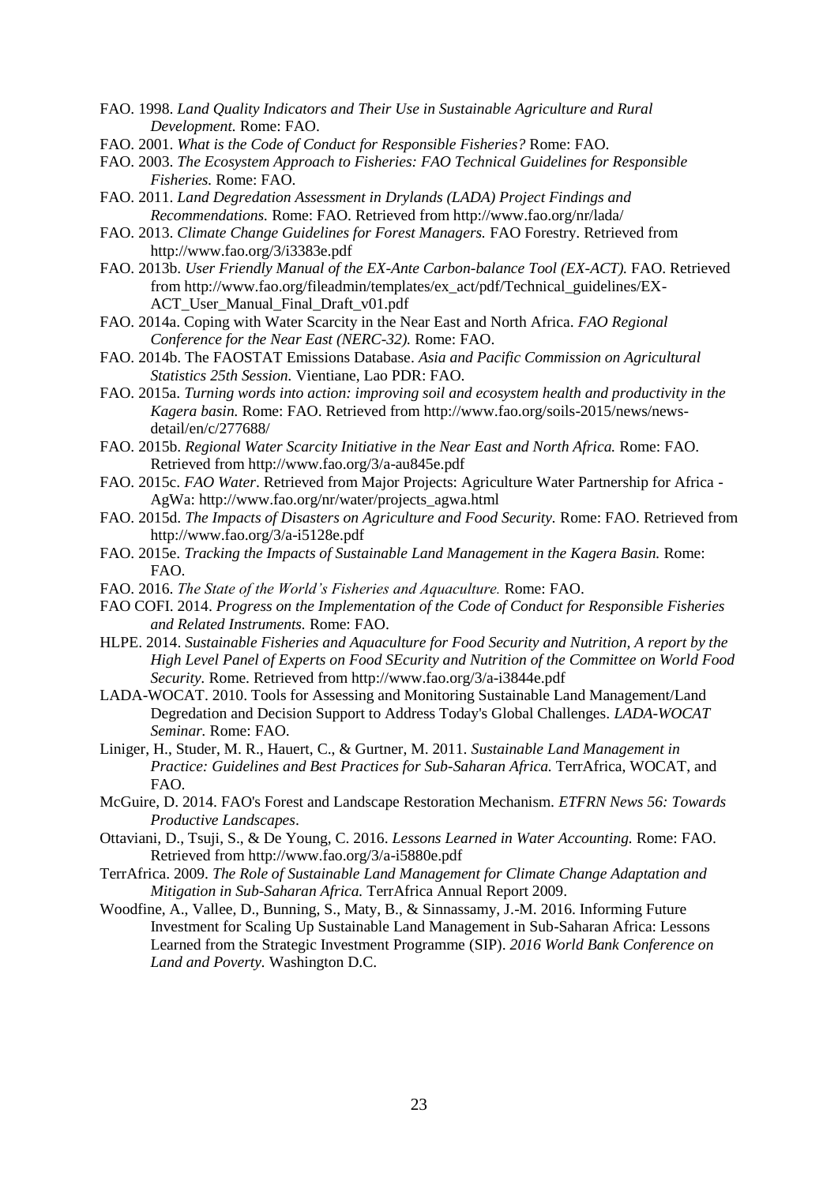FAO. 1998. *Land Quality Indicators and Their Use in Sustainable Agriculture and Rural Development.* Rome: FAO.

FAO. 2001. *What is the Code of Conduct for Responsible Fisheries?* Rome: FAO.

FAO. 2003. *The Ecosystem Approach to Fisheries: FAO Technical Guidelines for Responsible Fisheries.* Rome: FAO.

FAO. 2011. *Land Degredation Assessment in Drylands (LADA) Project Findings and Recommendations.* Rome: FAO. Retrieved from http://www.fao.org/nr/lada/

FAO. 2013. *Climate Change Guidelines for Forest Managers.* FAO Forestry. Retrieved from http://www.fao.org/3/i3383e.pdf

FAO. 2013b. *User Friendly Manual of the EX-Ante Carbon-balance Tool (EX-ACT).* FAO. Retrieved from http://www.fao.org/fileadmin/templates/ex_act/pdf/Technical_guidelines/EX-ACT_User_Manual_Final_Draft_v01.pdf

FAO. 2014a. Coping with Water Scarcity in the Near East and North Africa. *FAO Regional Conference for the Near East (NERC-32).* Rome: FAO.

FAO. 2014b. The FAOSTAT Emissions Database. *Asia and Pacific Commission on Agricultural Statistics 25th Session.* Vientiane, Lao PDR: FAO.

FAO. 2015a. *Turning words into action: improving soil and ecosystem health and productivity in the Kagera basin.* Rome: FAO. Retrieved from http://www.fao.org/soils-2015/news/news-detail/en/c/277688/

FAO. 2015b. *Regional Water Scarcity Initiative in the Near East and North Africa.* Rome: FAO. Retrieved from http://www.fao.org/3/a-au845e.pdf

FAO. 2015c. *FAO Water*. Retrieved from Major Projects: Agriculture Water Partnership for Africa - AgWa: http://www.fao.org/nr/water/projects_agwa.html

FAO. 2015d. *The Impacts of Disasters on Agriculture and Food Security.* Rome: FAO. Retrieved from http://www.fao.org/3/a-i5128e.pdf

FAO. 2015e. *Tracking the Impacts of Sustainable Land Management in the Kagera Basin.* Rome: FAO.

FAO. 2016. *The State of the World's Fisheries and Aquaculture.* Rome: FAO.

FAO COFI. 2014. *Progress on the Implementation of the Code of Conduct for Responsible Fisheries and Related Instruments.* Rome: FAO.

HLPE. 2014. *Sustainable Fisheries and Aquaculture for Food Security and Nutrition, A report by the High Level Panel of Experts on Food SEcurity and Nutrition of the Committee on World Food Security.* Rome. Retrieved from http://www.fao.org/3/a-i3844e.pdf

LADA-WOCAT. 2010. Tools for Assessing and Monitoring Sustainable Land Management/Land Degredation and Decision Support to Address Today's Global Challenges. *LADA-WOCAT Seminar.* Rome: FAO.

Liniger, H., Studer, M. R., Hauert, C., & Gurtner, M. 2011. *Sustainable Land Management in Practice: Guidelines and Best Practices for Sub-Saharan Africa.* TerrAfrica, WOCAT, and FAO.

McGuire, D. 2014. FAO's Forest and Landscape Restoration Mechanism. *ETFRN News 56: Towards Productive Landscapes*.

Ottaviani, D., Tsuji, S., & De Young, C. 2016. *Lessons Learned in Water Accounting.* Rome: FAO. Retrieved from http://www.fao.org/3/a-i5880e.pdf

TerrAfrica. 2009. *The Role of Sustainable Land Management for Climate Change Adaptation and Mitigation in Sub-Saharan Africa.* TerrAfrica Annual Report 2009.

Woodfine, A., Vallee, D., Bunning, S., Maty, B., & Sinnassamy, J.-M. 2016. Informing Future Investment for Scaling Up Sustainable Land Management in Sub-Saharan Africa: Lessons Learned from the Strategic Investment Programme (SIP). *2016 World Bank Conference on Land and Poverty.* Washington D.C.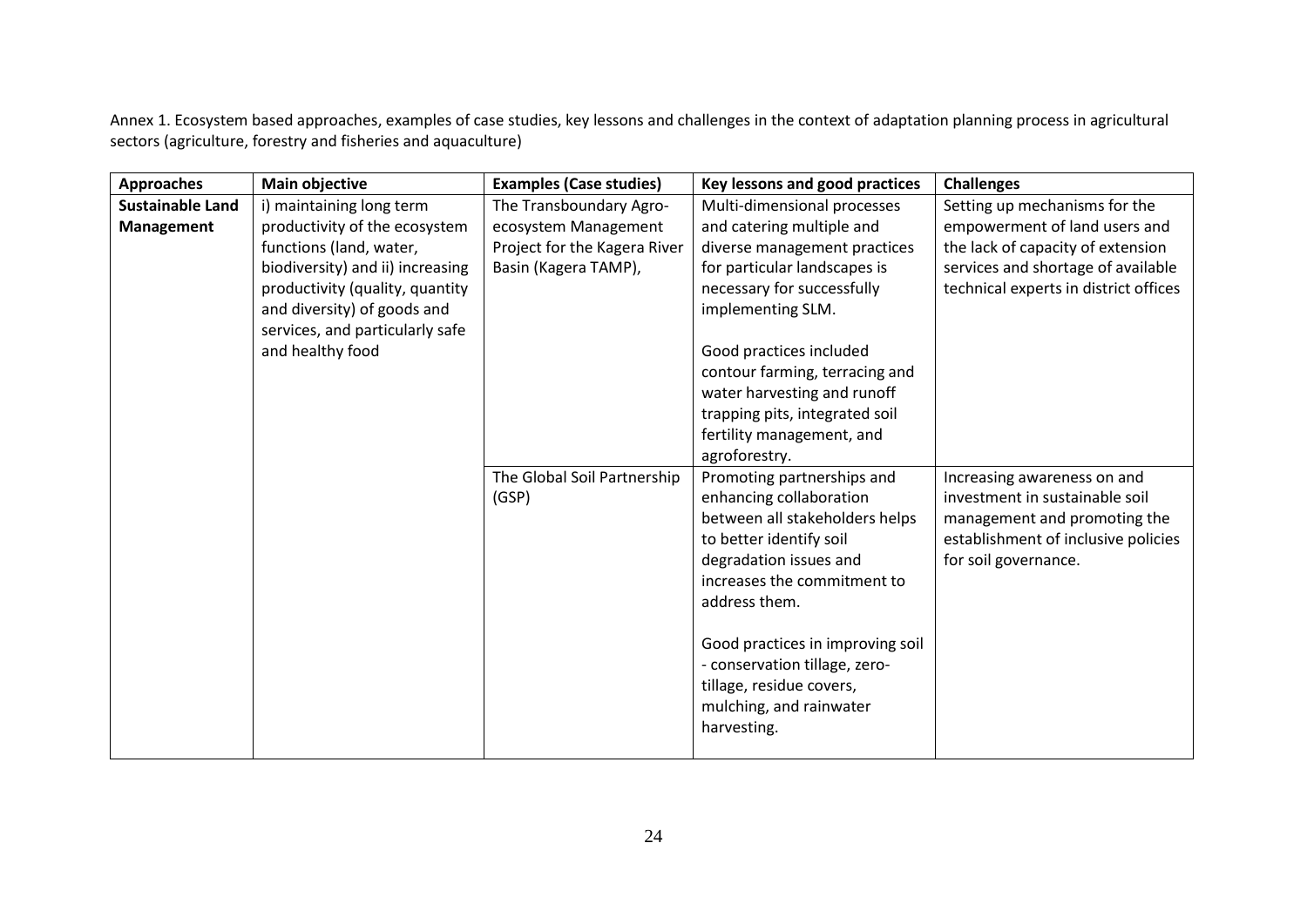Annex 1. Ecosystem based approaches, examples of case studies, key lessons and challenges in the context of adaptation planning process in agricultural sectors (agriculture, forestry and fisheries and aquaculture)

| **Approaches** | **Main objective** | **Examples (Case studies)** | **Key lessons and good practices** | **Challenges** |
|---|---|---|---|---|
| **Sustainable Land Management** | i) maintaining long term productivity of the ecosystem functions (land, water, biodiversity) and ii) increasing productivity (quality, quantity and diversity) of goods and services, and particularly safe and healthy food | The Transboundary Agro-ecosystem Management Project for the Kagera River Basin (Kagera TAMP), | Multi-dimensional processes and catering multiple and diverse management practices for particular landscapes is necessary for successfully implementing SLM.<br><br>Good practices included contour farming, terracing and water harvesting and runoff trapping pits, integrated soil fertility management, and agroforestry. | Setting up mechanisms for the empowerment of land users and the lack of capacity of extension services and shortage of available technical experts in district offices |
| | | The Global Soil Partnership (GSP) | Promoting partnerships and enhancing collaboration between all stakeholders helps to better identify soil degradation issues and increases the commitment to address them.<br><br>Good practices in improving soil - conservation tillage, zero-tillage, residue covers, mulching, and rainwater harvesting. | Increasing awareness on and investment in sustainable soil management and promoting the establishment of inclusive policies for soil governance. |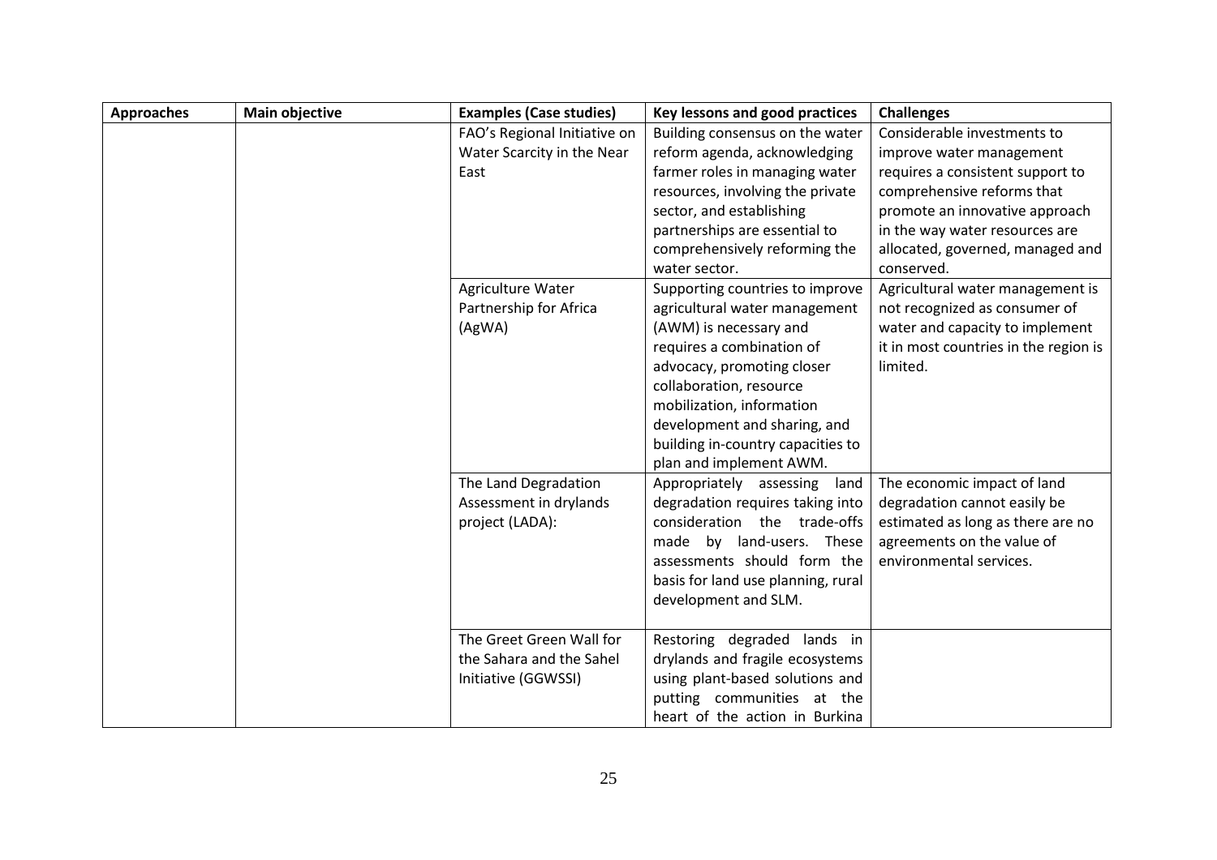| Approaches | Main objective | Examples (Case studies) | Key lessons and good practices | Challenges |
|---|---|---|---|---|
| | | FAO's Regional Initiative on Water Scarcity in the Near East | Building consensus on the water reform agenda, acknowledging farmer roles in managing water resources, involving the private sector, and establishing partnerships are essential to comprehensively reforming the water sector. | Considerable investments to improve water management requires a consistent support to comprehensive reforms that promote an innovative approach in the way water resources are allocated, governed, managed and conserved. |
| | | Agriculture Water Partnership for Africa (AgWA) | Supporting countries to improve agricultural water management (AWM) is necessary and requires a combination of advocacy, promoting closer collaboration, resource mobilization, information development and sharing, and building in-country capacities to plan and implement AWM. | Agricultural water management is not recognized as consumer of water and capacity to implement it in most countries in the region is limited. |
| | | The Land Degradation Assessment in drylands project (LADA): | Appropriately assessing land degradation requires taking into consideration the trade-offs made by land-users. These assessments should form the basis for land use planning, rural development and SLM. | The economic impact of land degradation cannot easily be estimated as long as there are no agreements on the value of environmental services. |
| | | The Greet Green Wall for the Sahara and the Sahel Initiative (GGWSSI) | Restoring degraded lands in drylands and fragile ecosystems using plant-based solutions and putting communities at the heart of the action in Burkina | |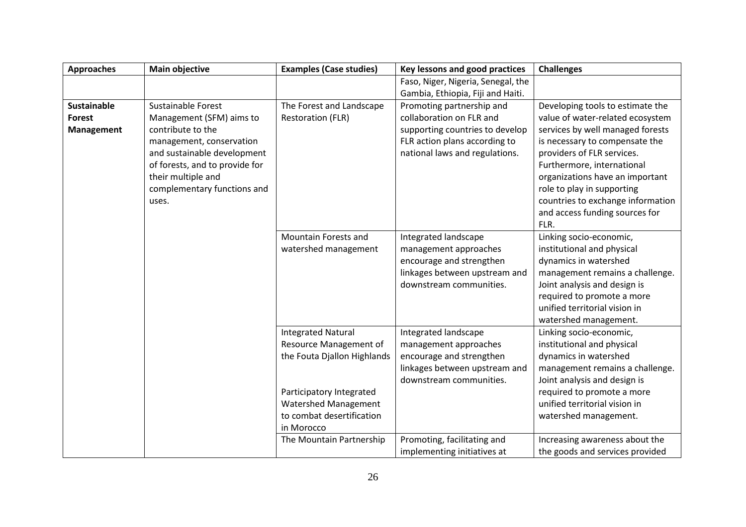| Approaches | Main objective | Examples (Case studies) | Key lessons and good practices | Challenges |
|---|---|---|---|---|
| | | | Faso, Niger, Nigeria, Senegal, the Gambia, Ethiopia, Fiji and Haiti. | |
| **Sustainable Forest Management** | Sustainable Forest Management (SFM) aims to contribute to the management, conservation and sustainable development of forests, and to provide for their multiple and complementary functions and uses. | The Forest and Landscape Restoration (FLR) | Promoting partnership and collaboration on FLR and supporting countries to develop FLR action plans according to national laws and regulations. | Developing tools to estimate the value of water-related ecosystem services by well managed forests is necessary to compensate the providers of FLR services. Furthermore, international organizations have an important role to play in supporting countries to exchange information and access funding sources for FLR. |
| | | Mountain Forests and watershed management | Integrated landscape management approaches encourage and strengthen linkages between upstream and downstream communities. | Linking socio-economic, institutional and physical dynamics in watershed management remains a challenge. Joint analysis and design is required to promote a more unified territorial vision in watershed management. |
| | | Integrated Natural Resource Management of the Fouta Djallon Highlands<br><br>Participatory Integrated Watershed Management to combat desertification in Morocco | Integrated landscape management approaches encourage and strengthen linkages between upstream and downstream communities. | Linking socio-economic, institutional and physical dynamics in watershed management remains a challenge. Joint analysis and design is required to promote a more unified territorial vision in watershed management. |
| | | The Mountain Partnership | Promoting, facilitating and implementing initiatives at | Increasing awareness about the the goods and services provided |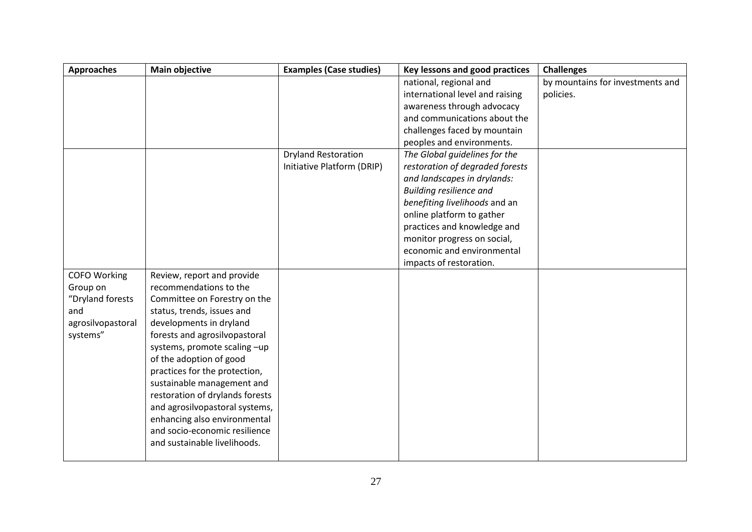| Approaches | Main objective | Examples (Case studies) | Key lessons and good practices | Challenges |
|---|---|---|---|---|
| | | | national, regional and international level and raising awareness through advocacy and communications about the challenges faced by mountain peoples and environments. | by mountains for investments and policies. |
| | | Dryland Restoration Initiative Platform (DRIP) | *The Global guidelines for the restoration of degraded forests and landscapes in drylands: Building resilience and benefiting livelihoods* and an online platform to gather practices and knowledge and monitor progress on social, economic and environmental impacts of restoration. | |
| COFO Working Group on "Dryland forests and agrosilvopastoral systems" | Review, report and provide recommendations to the Committee on Forestry on the status, trends, issues and developments in dryland forests and agrosilvopastoral systems, promote scaling –up of the adoption of good practices for the protection, sustainable management and restoration of drylands forests and agrosilvopastoral systems, enhancing also environmental and socio-economic resilience and sustainable livelihoods. | | | |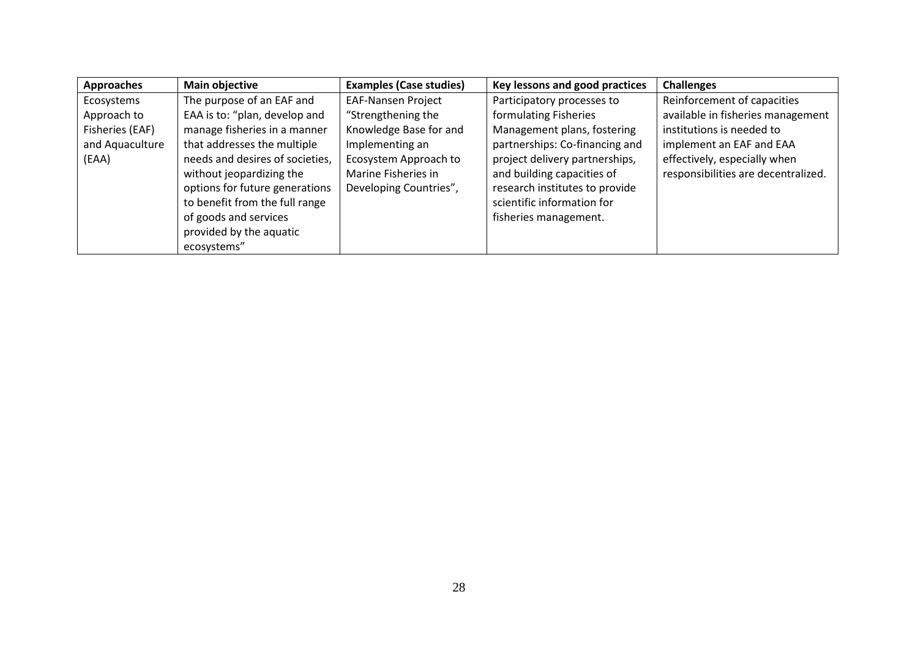| Approaches | Main objective | Examples (Case studies) | Key lessons and good practices | Challenges |
|---|---|---|---|---|
| Ecosystems Approach to Fisheries (EAF) and Aquaculture (EAA) | The purpose of an EAF and EAA is to: "plan, develop and manage fisheries in a manner that addresses the multiple needs and desires of societies, without jeopardizing the options for future generations to benefit from the full range of goods and services provided by the aquatic ecosystems" | EAF-Nansen Project "Strengthening the Knowledge Base for and Implementing an Ecosystem Approach to Marine Fisheries in Developing Countries", | Participatory processes to formulating Fisheries Management plans, fostering partnerships: Co-financing and project delivery partnerships, and building capacities of research institutes to provide scientific information for fisheries management. | Reinforcement of capacities available in fisheries management institutions is needed to implement an EAF and EAA effectively, especially when responsibilities are decentralized. |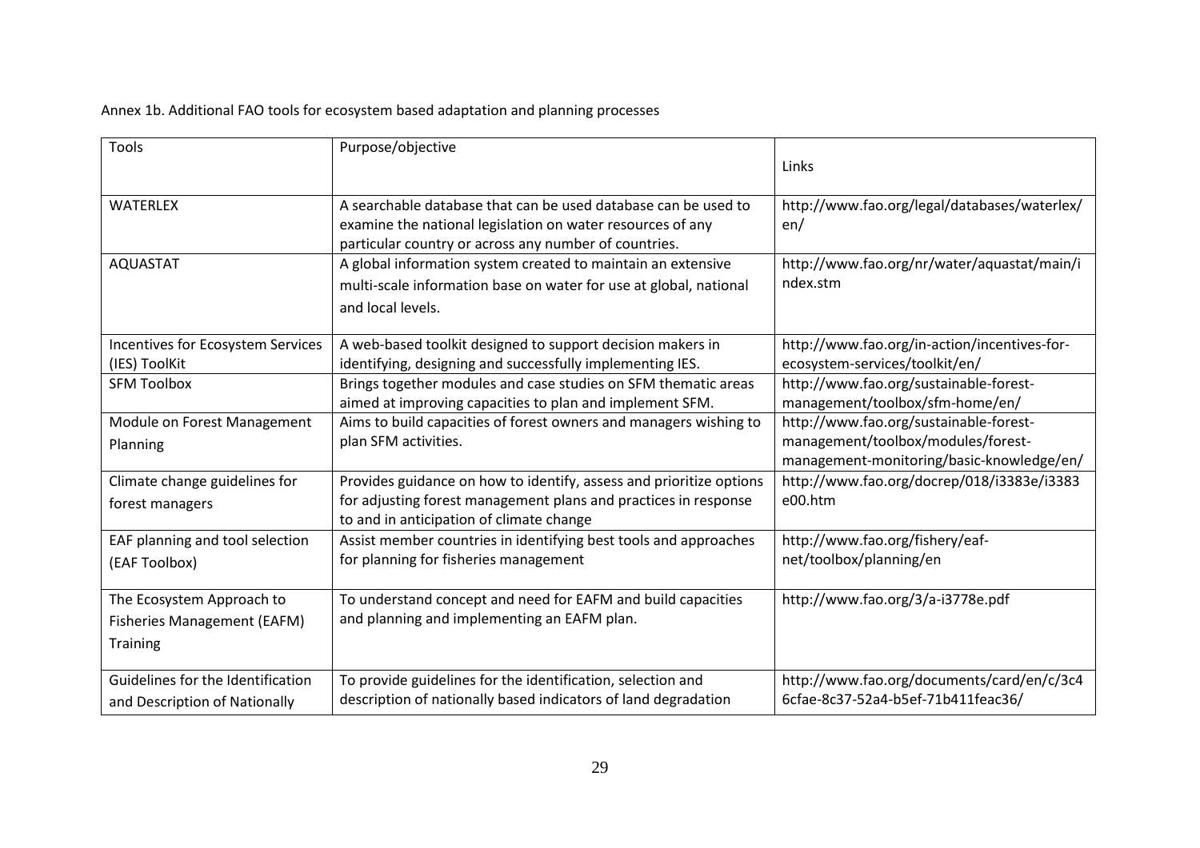Annex 1b. Additional FAO tools for ecosystem based adaptation and planning processes

| Tools | Purpose/objective | Links |
|---|---|---|
| WATERLEX | A searchable database that can be used database can be used to examine the national legislation on water resources of any particular country or across any number of countries. | http://www.fao.org/legal/databases/waterlex/en/ |
| AQUASTAT | A global information system created to maintain an extensive multi-scale information base on water for use at global, national and local levels. | http://www.fao.org/nr/water/aquastat/main/index.stm |
| Incentives for Ecosystem Services (IES) ToolKit | A web-based toolkit designed to support decision makers in identifying, designing and successfully implementing IES. | http://www.fao.org/in-action/incentives-for-ecosystem-services/toolkit/en/ |
| SFM Toolbox | Brings together modules and case studies on SFM thematic areas aimed at improving capacities to plan and implement SFM. | http://www.fao.org/sustainable-forest-management/toolbox/sfm-home/en/ |
| Module on Forest Management Planning | Aims to build capacities of forest owners and managers wishing to plan SFM activities. | http://www.fao.org/sustainable-forest-management/toolbox/modules/forest-management-monitoring/basic-knowledge/en/ |
| Climate change guidelines for forest managers | Provides guidance on how to identify, assess and prioritize options for adjusting forest management plans and practices in response to and in anticipation of climate change | http://www.fao.org/docrep/018/i3383e/i3383e00.htm |
| EAF planning and tool selection (EAF Toolbox) | Assist member countries in identifying best tools and approaches for planning for fisheries management | http://www.fao.org/fishery/eaf-net/toolbox/planning/en |
| The Ecosystem Approach to Fisheries Management (EAFM) Training | To understand concept and need for EAFM and build capacities and planning and implementing an EAFM plan. | http://www.fao.org/3/a-i3778e.pdf |
| Guidelines for the Identification and Description of Nationally | To provide guidelines for the identification, selection and description of nationally based indicators of land degradation | http://www.fao.org/documents/card/en/c/3c46cfae-8c37-52a4-b5ef-71b411feac36/ |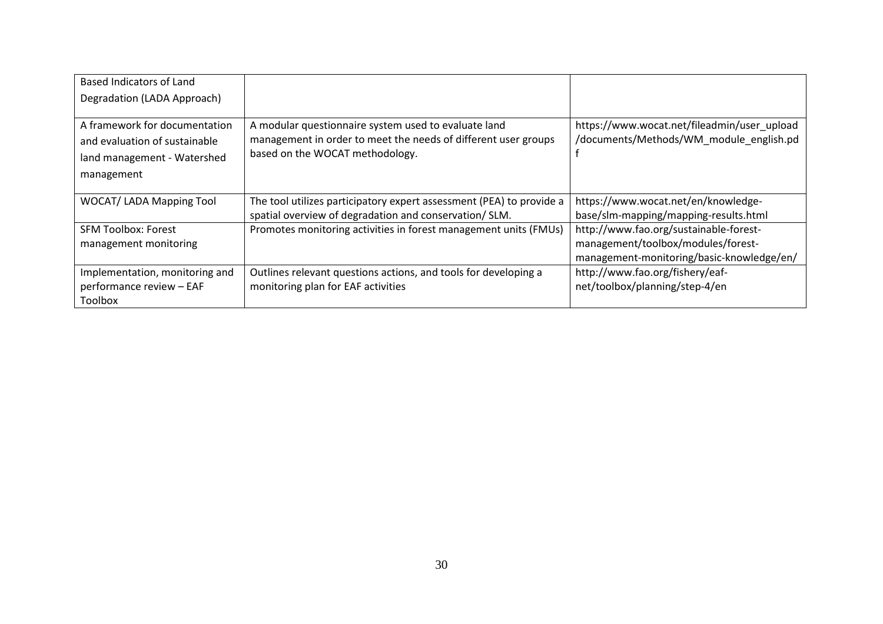| | | |
|---|---|---|
| Based Indicators of Land Degradation (LADA Approach) | | |
| A framework for documentation and evaluation of sustainable land management - Watershed management | A modular questionnaire system used to evaluate land management in order to meet the needs of different user groups based on the WOCAT methodology. | https://www.wocat.net/fileadmin/user_upload/documents/Methods/WM_module_english.pdf |
| WOCAT/ LADA Mapping Tool | The tool utilizes participatory expert assessment (PEA) to provide a spatial overview of degradation and conservation/ SLM. | https://www.wocat.net/en/knowledge-base/slm-mapping/mapping-results.html |
| SFM Toolbox: Forest management monitoring | Promotes monitoring activities in forest management units (FMUs) | http://www.fao.org/sustainable-forest-management/toolbox/modules/forest-management-monitoring/basic-knowledge/en/ |
| Implementation, monitoring and performance review – EAF Toolbox | Outlines relevant questions actions, and tools for developing a monitoring plan for EAF activities | http://www.fao.org/fishery/eaf-net/toolbox/planning/step-4/en |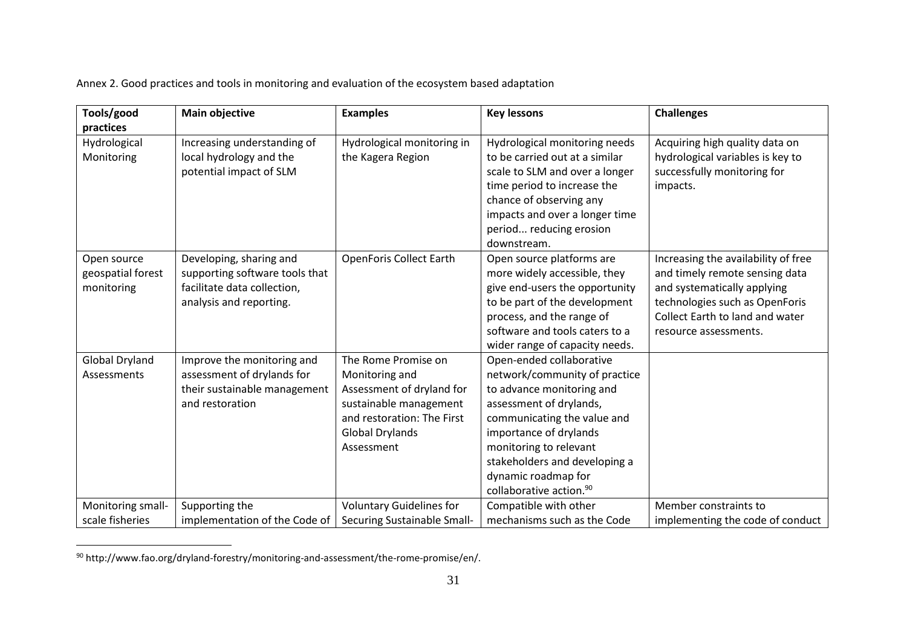Annex 2. Good practices and tools in monitoring and evaluation of the ecosystem based adaptation

| Tools/good practices | Main objective | Examples | Key lessons | Challenges |
|---|---|---|---|---|
| Hydrological Monitoring | Increasing understanding of local hydrology and the potential impact of SLM | Hydrological monitoring in the Kagera Region | Hydrological monitoring needs to be carried out at a similar scale to SLM and over a longer time period to increase the chance of observing any impacts and over a longer time period... reducing erosion downstream. | Acquiring high quality data on hydrological variables is key to successfully monitoring for impacts. |
| Open source geospatial forest monitoring | Developing, sharing and supporting software tools that facilitate data collection, analysis and reporting. | OpenForis Collect Earth | Open source platforms are more widely accessible, they give end-users the opportunity to be part of the development process, and the range of software and tools caters to a wider range of capacity needs. | Increasing the availability of free and timely remote sensing data and systematically applying technologies such as OpenForis Collect Earth to land and water resource assessments. |
| Global Dryland Assessments | Improve the monitoring and assessment of drylands for their sustainable management and restoration | The Rome Promise on Monitoring and Assessment of dryland for sustainable management and restoration: The First Global Drylands Assessment | Open-ended collaborative network/community of practice to advance monitoring and assessment of drylands, communicating the value and importance of drylands monitoring to relevant stakeholders and developing a dynamic roadmap for collaborative action.[90] | |
| Monitoring small-scale fisheries | Supporting the implementation of the Code of | Voluntary Guidelines for Securing Sustainable Small- | Compatible with other mechanisms such as the Code | Member constraints to implementing the code of conduct |

[90] http://www.fao.org/dryland-forestry/monitoring-and-assessment/the-rome-promise/en/.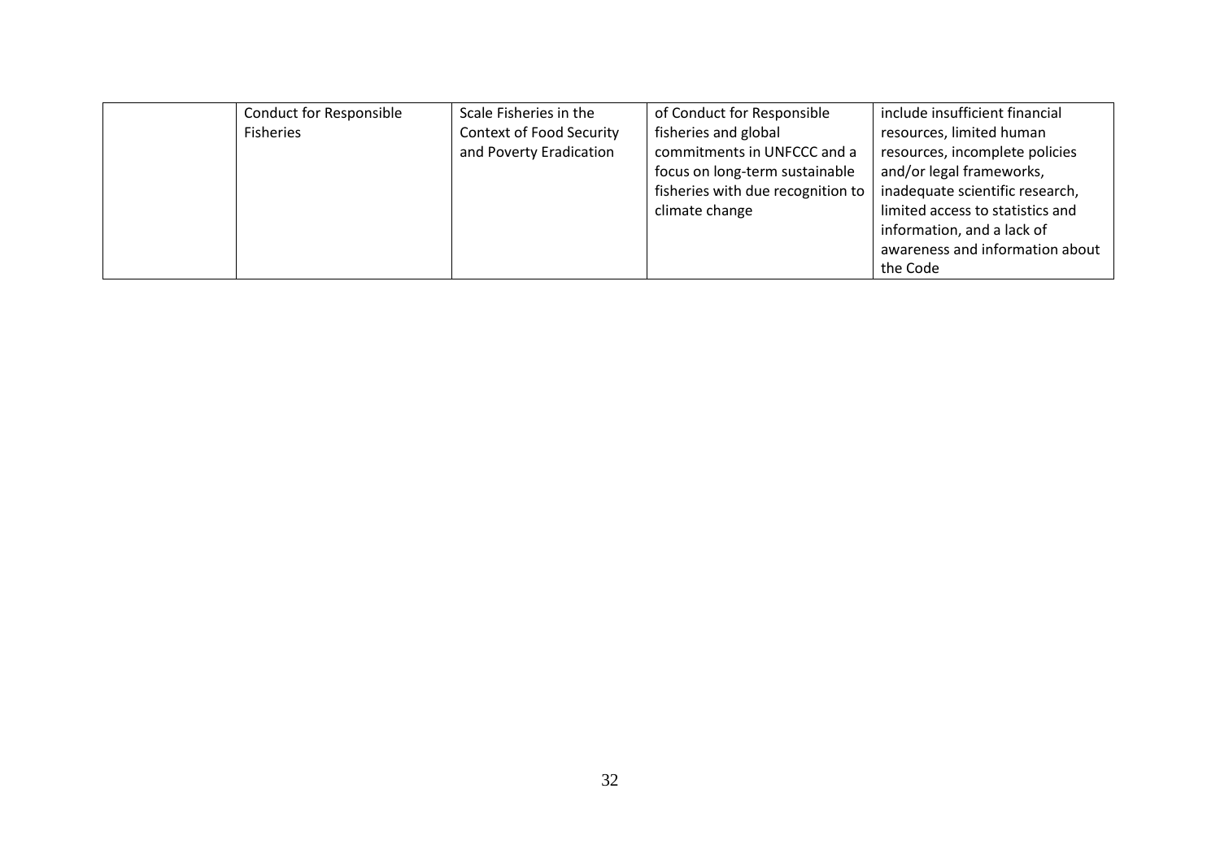| | | | | |
|---|---|---|---|---|
| | Conduct for Responsible Fisheries | Scale Fisheries in the Context of Food Security and Poverty Eradication | of Conduct for Responsible fisheries and global commitments in UNFCCC and a focus on long-term sustainable fisheries with due recognition to climate change | include insufficient financial resources, limited human resources, incomplete policies and/or legal frameworks, inadequate scientific research, limited access to statistics and information, and a lack of awareness and information about the Code |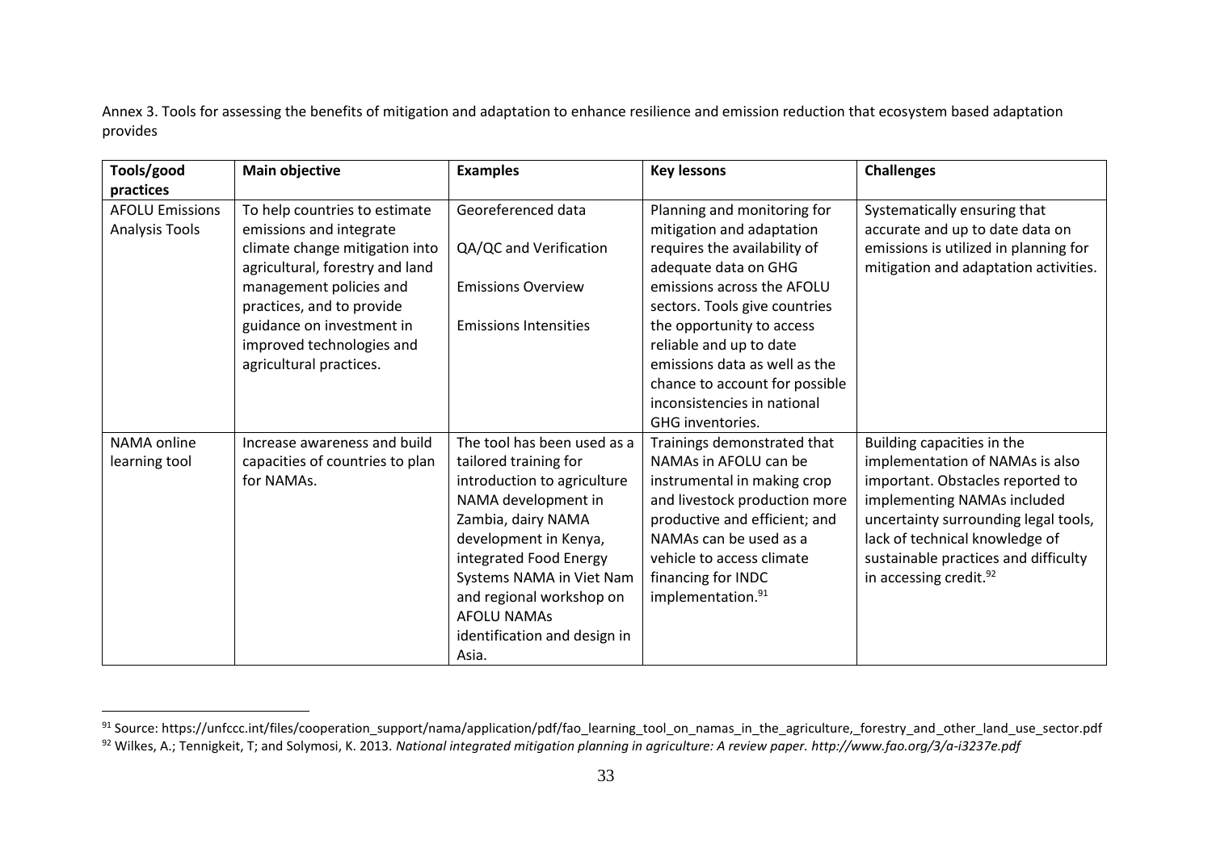Annex 3. Tools for assessing the benefits of mitigation and adaptation to enhance resilience and emission reduction that ecosystem based adaptation provides

| Tools/good practices | Main objective | Examples | Key lessons | Challenges |
|---|---|---|---|---|
| AFOLU Emissions Analysis Tools | To help countries to estimate emissions and integrate climate change mitigation into agricultural, forestry and land management policies and practices, and to provide guidance on investment in improved technologies and agricultural practices. | Georeferenced data<br><br>QA/QC and Verification<br><br>Emissions Overview<br><br>Emissions Intensities | Planning and monitoring for mitigation and adaptation requires the availability of adequate data on GHG emissions across the AFOLU sectors. Tools give countries the opportunity to access reliable and up to date emissions data as well as the chance to account for possible inconsistencies in national GHG inventories. | Systematically ensuring that accurate and up to date data on emissions is utilized in planning for mitigation and adaptation activities. |
| NAMA online learning tool | Increase awareness and build capacities of countries to plan for NAMAs. | The tool has been used as a tailored training for introduction to agriculture NAMA development in Zambia, dairy NAMA development in Kenya, integrated Food Energy Systems NAMA in Viet Nam and regional workshop on AFOLU NAMAs identification and design in Asia. | Trainings demonstrated that NAMAs in AFOLU can be instrumental in making crop and livestock production more productive and efficient; and NAMAs can be used as a vehicle to access climate financing for INDC implementation.[91] | Building capacities in the implementation of NAMAs is also important. Obstacles reported to implementing NAMAs included uncertainty surrounding legal tools, lack of technical knowledge of sustainable practices and difficulty in accessing credit.[92] |

[91] Source: https://unfccc.int/files/cooperation_support/nama/application/pdf/fao_learning_tool_on_namas_in_the_agriculture,_forestry_and_other_land_use_sector.pdf

[92] Wilkes, A.; Tennigkeit, T; and Solymosi, K. 2013. *National integrated mitigation planning in agriculture: A review paper. http://www.fao.org/3/a-i3237e.pdf*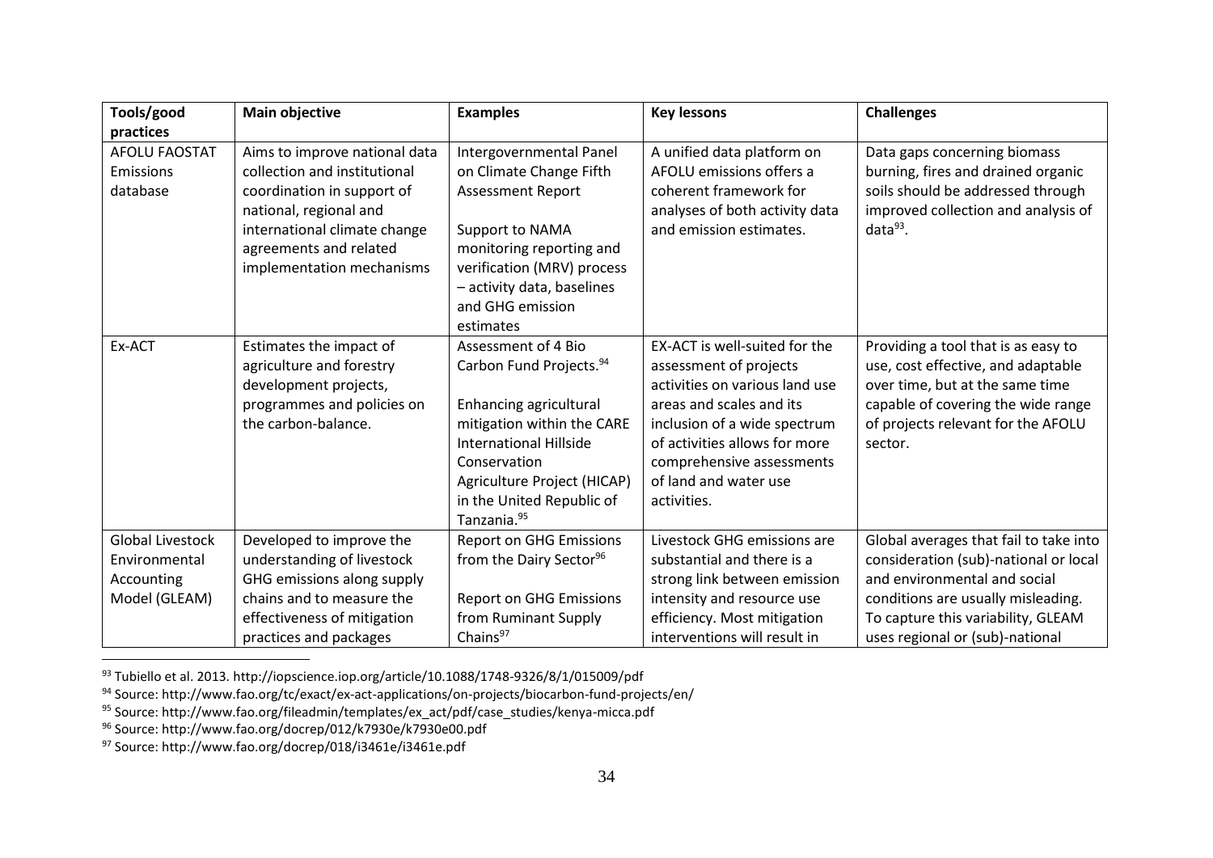| Tools/good practices | Main objective | Examples | Key lessons | Challenges |
|---|---|---|---|---|
| AFOLU FAOSTAT Emissions database | Aims to improve national data collection and institutional coordination in support of national, regional and international climate change agreements and related implementation mechanisms | Intergovernmental Panel on Climate Change Fifth Assessment Report<br><br>Support to NAMA monitoring reporting and verification (MRV) process – activity data, baselines and GHG emission estimates | A unified data platform on AFOLU emissions offers a coherent framework for analyses of both activity data and emission estimates. | Data gaps concerning biomass burning, fires and drained organic soils should be addressed through improved collection and analysis of data[93]. |
| Ex-ACT | Estimates the impact of agriculture and forestry development projects, programmes and policies on the carbon-balance. | Assessment of 4 Bio Carbon Fund Projects.[94]<br><br>Enhancing agricultural mitigation within the CARE International Hillside Conservation Agriculture Project (HICAP) in the United Republic of Tanzania.[95] | EX-ACT is well-suited for the assessment of projects activities on various land use areas and scales and its inclusion of a wide spectrum of activities allows for more comprehensive assessments of land and water use activities. | Providing a tool that is as easy to use, cost effective, and adaptable over time, but at the same time capable of covering the wide range of projects relevant for the AFOLU sector. |
| Global Livestock Environmental Accounting Model (GLEAM) | Developed to improve the understanding of livestock GHG emissions along supply chains and to measure the effectiveness of mitigation practices and packages | Report on GHG Emissions from the Dairy Sector[96]<br><br>Report on GHG Emissions from Ruminant Supply Chains[97] | Livestock GHG emissions are substantial and there is a strong link between emission intensity and resource use efficiency. Most mitigation interventions will result in | Global averages that fail to take into consideration (sub)-national or local and environmental and social conditions are usually misleading. To capture this variability, GLEAM uses regional or (sub)-national |

[93] Tubiello et al. 2013. http://iopscience.iop.org/article/10.1088/1748-9326/8/1/015009/pdf

[94] Source: http://www.fao.org/tc/exact/ex-act-applications/on-projects/biocarbon-fund-projects/en/

[95] Source: http://www.fao.org/fileadmin/templates/ex_act/pdf/case_studies/kenya-micca.pdf

[96] Source: http://www.fao.org/docrep/012/k7930e/k7930e00.pdf

[97] Source: http://www.fao.org/docrep/018/i3461e/i3461e.pdf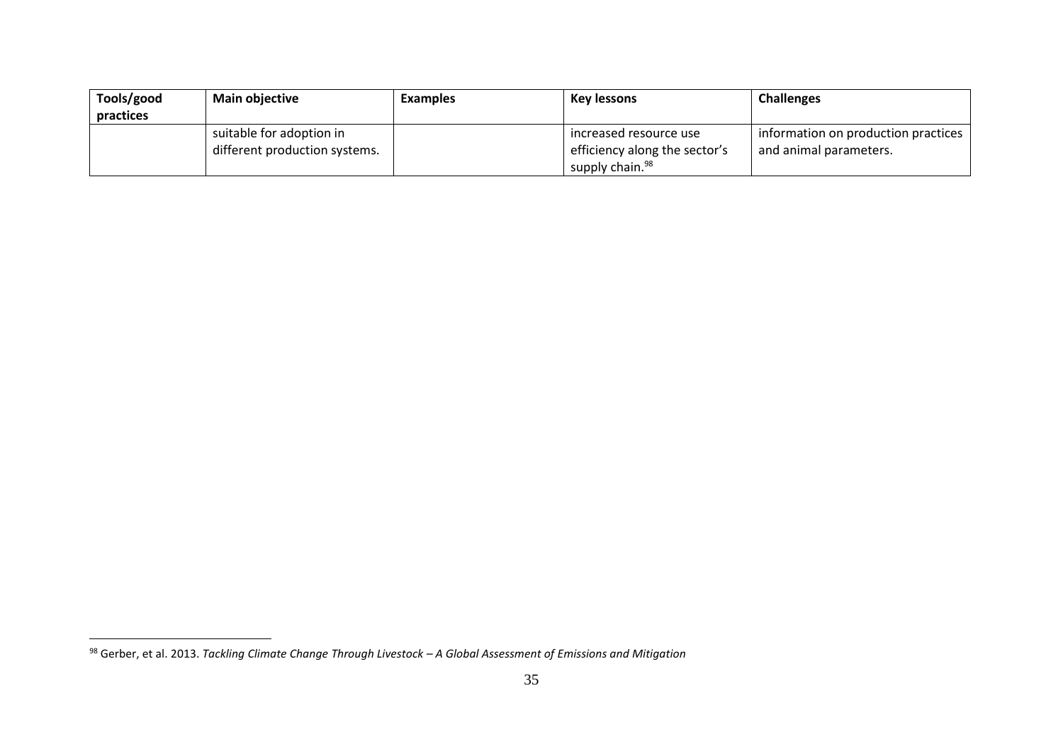| Tools/good practices | Main objective | Examples | Key lessons | Challenges |
|---|---|---|---|---|
| | suitable for adoption in different production systems. | | increased resource use efficiency along the sector's supply chain.[98] | information on production practices and animal parameters. |

[98] Gerber, et al. 2013. *Tackling Climate Change Through Livestock – A Global Assessment of Emissions and Mitigation*